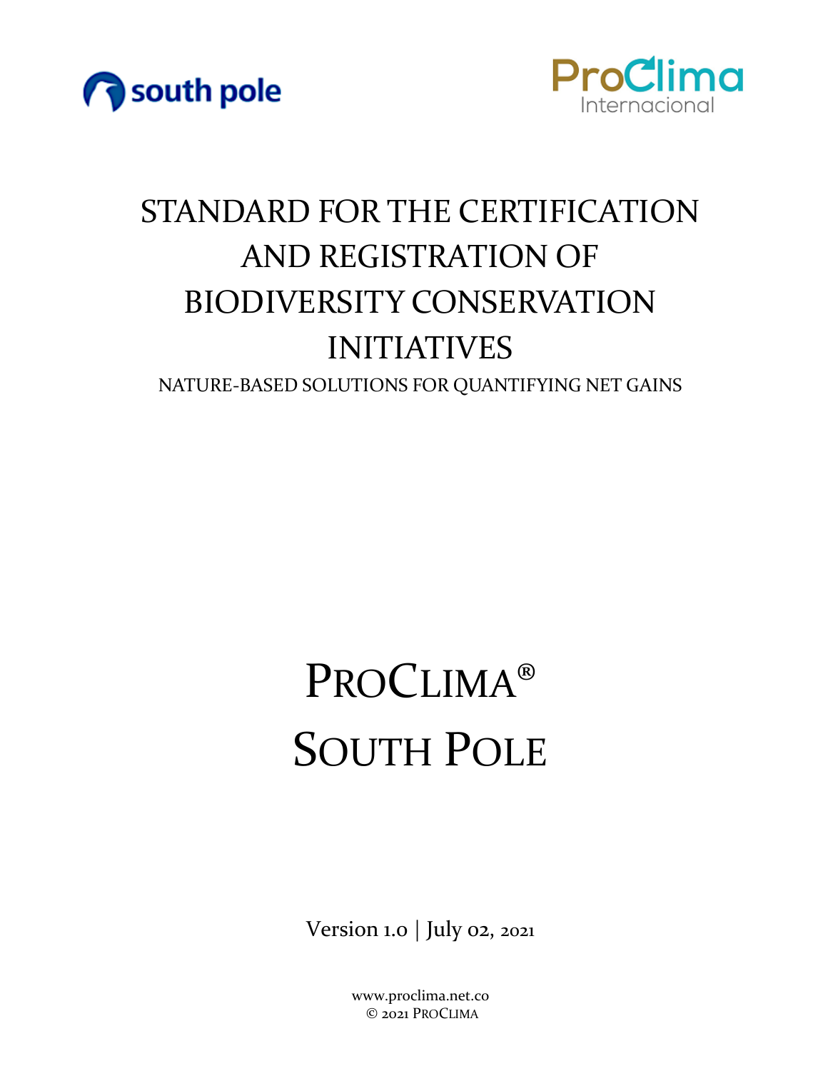south pole

ProClima Internacional

# STANDARD FOR THE CERTIFICATION AND REGISTRATION OF BIODIVERSITY CONSERVATION INITIATIVES

NATURE-BASED SOLUTIONS FOR QUANTIFYING NET GAINS

# PROCLIMA®
# SOUTH POLE

Version 1.0 | July 02, 2021

www.proclima.net.co
© 2021 PROCLIMA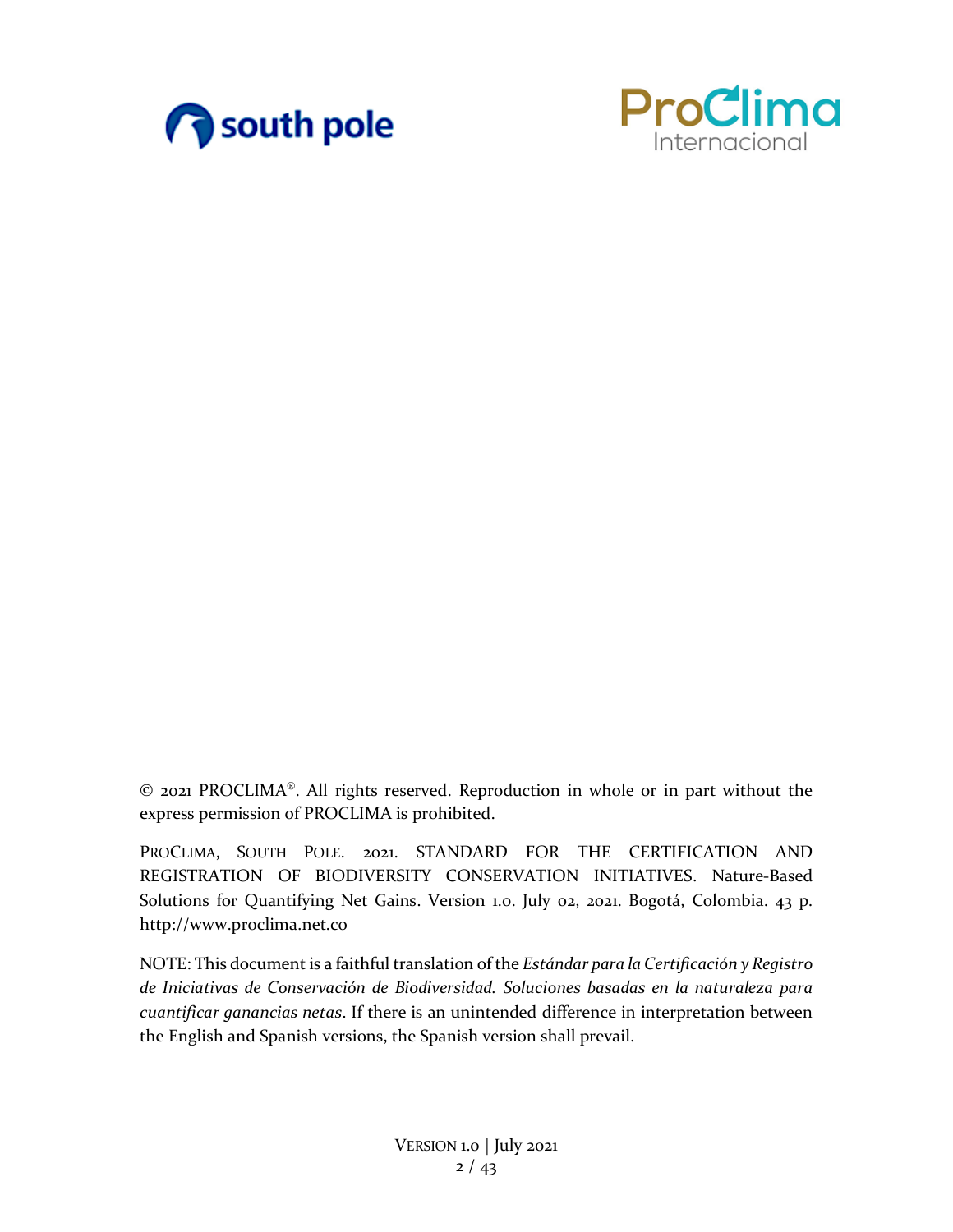© 2021 PROCLIMA®. All rights reserved. Reproduction in whole or in part without the express permission of PROCLIMA is prohibited.

PROCLIMA, SOUTH POLE. 2021. STANDARD FOR THE CERTIFICATION AND REGISTRATION OF BIODIVERSITY CONSERVATION INITIATIVES. Nature-Based Solutions for Quantifying Net Gains. Version 1.0. July 02, 2021. Bogotá, Colombia. 43 p. http://www.proclima.net.co

NOTE: This document is a faithful translation of the *Estándar para la Certificación y Registro de Iniciativas de Conservación de Biodiversidad. Soluciones basadas en la naturaleza para cuantificar ganancias netas*. If there is an unintended difference in interpretation between the English and Spanish versions, the Spanish version shall prevail.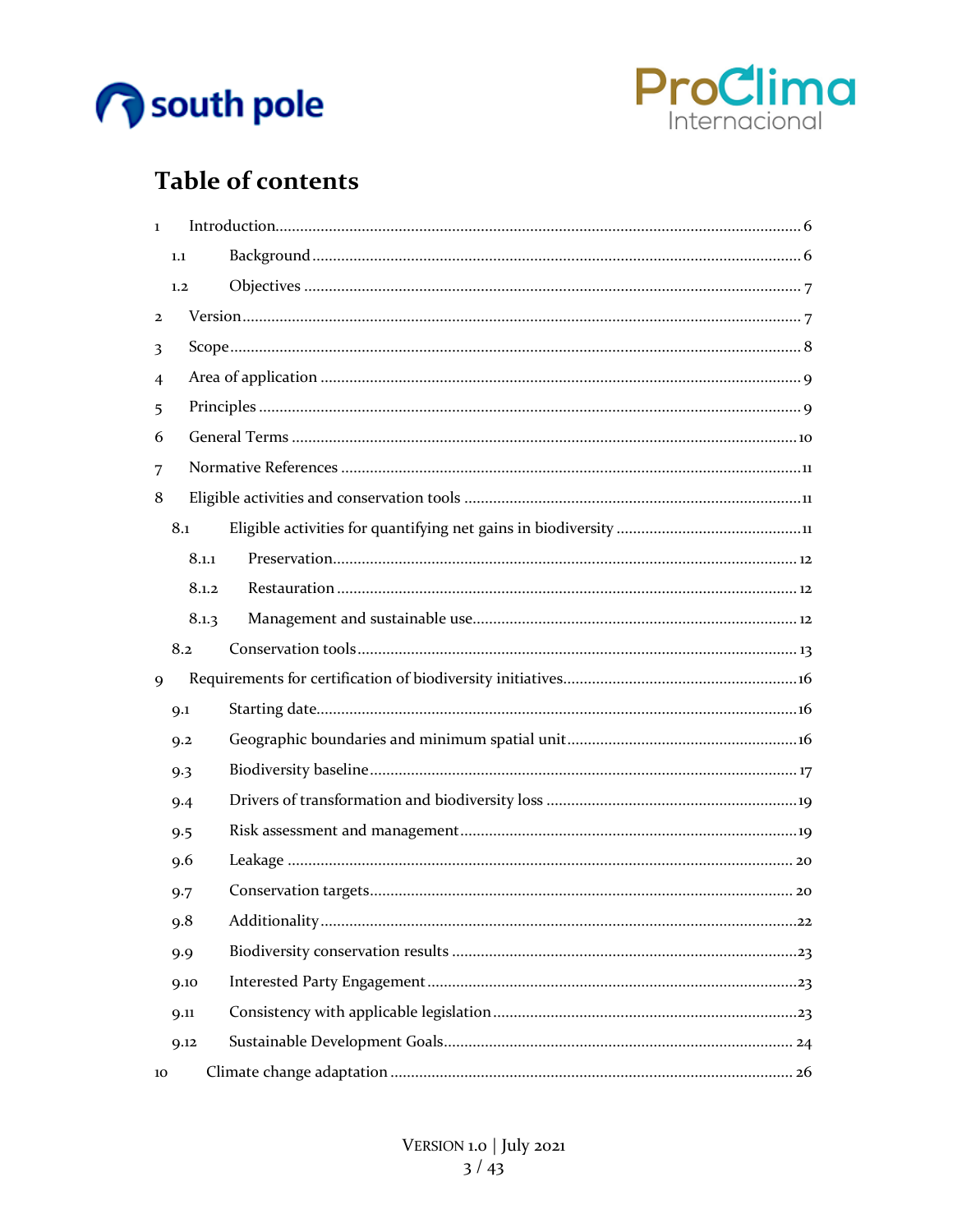# Table of contents

- 1 Introduction ... 6
  - 1.1 Background ... 6
  - 1.2 Objectives ... 7
- 2 Version ... 7
- 3 Scope ... 8
- 4 Area of application ... 9
- 5 Principles ... 9
- 6 General Terms ... 10
- 7 Normative References ... 11
- 8 Eligible activities and conservation tools ... 11
  - 8.1 Eligible activities for quantifying net gains in biodiversity ... 11
    - 8.1.1 Preservation ... 12
    - 8.1.2 Restauration ... 12
    - 8.1.3 Management and sustainable use ... 12
  - 8.2 Conservation tools ... 13
- 9 Requirements for certification of biodiversity initiatives ... 16
  - 9.1 Starting date ... 16
  - 9.2 Geographic boundaries and minimum spatial unit ... 16
  - 9.3 Biodiversity baseline ... 17
  - 9.4 Drivers of transformation and biodiversity loss ... 19
  - 9.5 Risk assessment and management ... 19
  - 9.6 Leakage ... 20
  - 9.7 Conservation targets ... 20
  - 9.8 Additionality ... 22
  - 9.9 Biodiversity conservation results ... 23
  - 9.10 Interested Party Engagement ... 23
  - 9.11 Consistency with applicable legislation ... 23
  - 9.12 Sustainable Development Goals ... 24
- 10 Climate change adaptation ... 26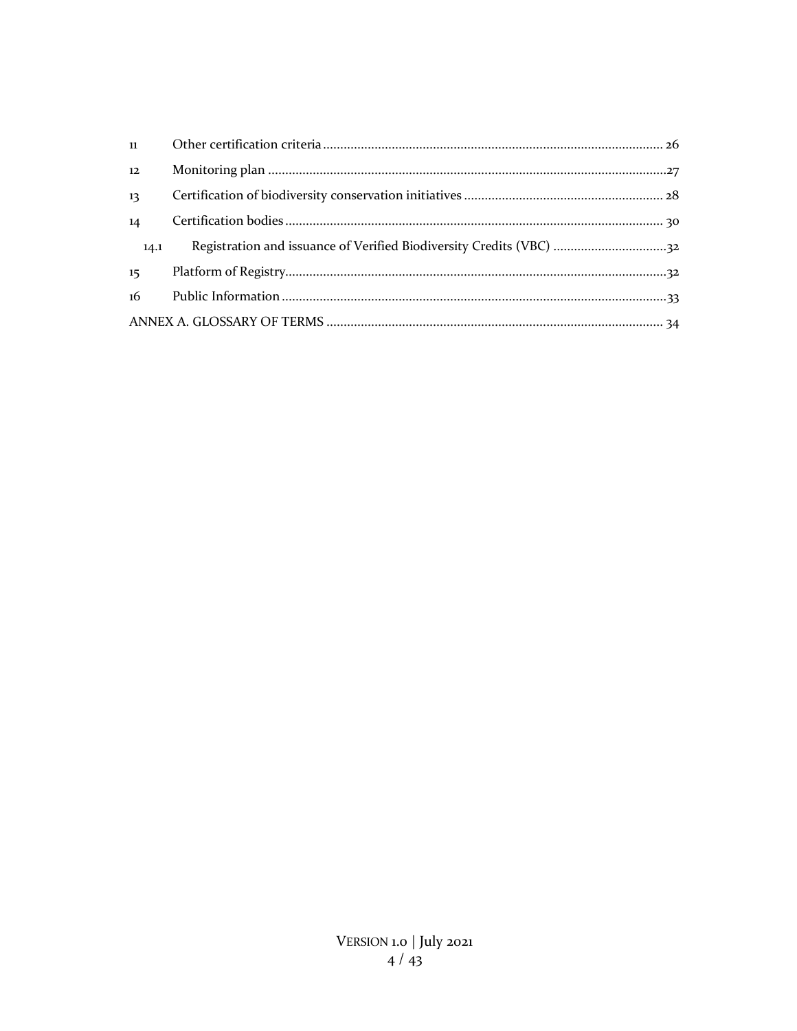| | | |
|---|---|---|
| 11 | Other certification criteria | 26 |
| 12 | Monitoring plan | 27 |
| 13 | Certification of biodiversity conservation initiatives | 28 |
| 14 | Certification bodies | 30 |
| 14.1 | Registration and issuance of Verified Biodiversity Credits (VBC) | 32 |
| 15 | Platform of Registry | 32 |
| 16 | Public Information | 33 |
| | ANNEX A. GLOSSARY OF TERMS | 34 |

VERSION 1.0 | July 2021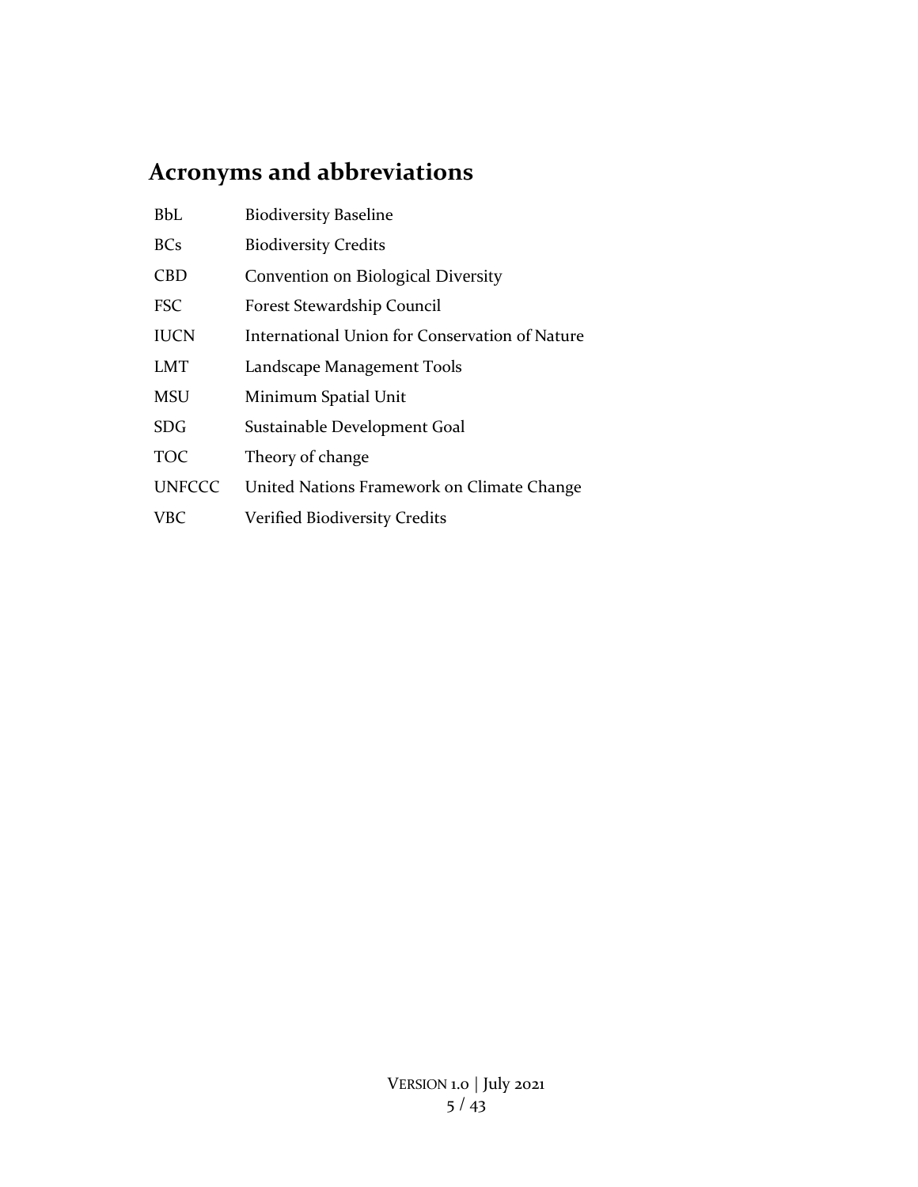# Acronyms and abbreviations

| | |
|---|---|
| BbL | Biodiversity Baseline |
| BCs | Biodiversity Credits |
| CBD | Convention on Biological Diversity |
| FSC | Forest Stewardship Council |
| IUCN | International Union for Conservation of Nature |
| LMT | Landscape Management Tools |
| MSU | Minimum Spatial Unit |
| SDG | Sustainable Development Goal |
| TOC | Theory of change |
| UNFCCC | United Nations Framework on Climate Change |
| VBC | Verified Biodiversity Credits |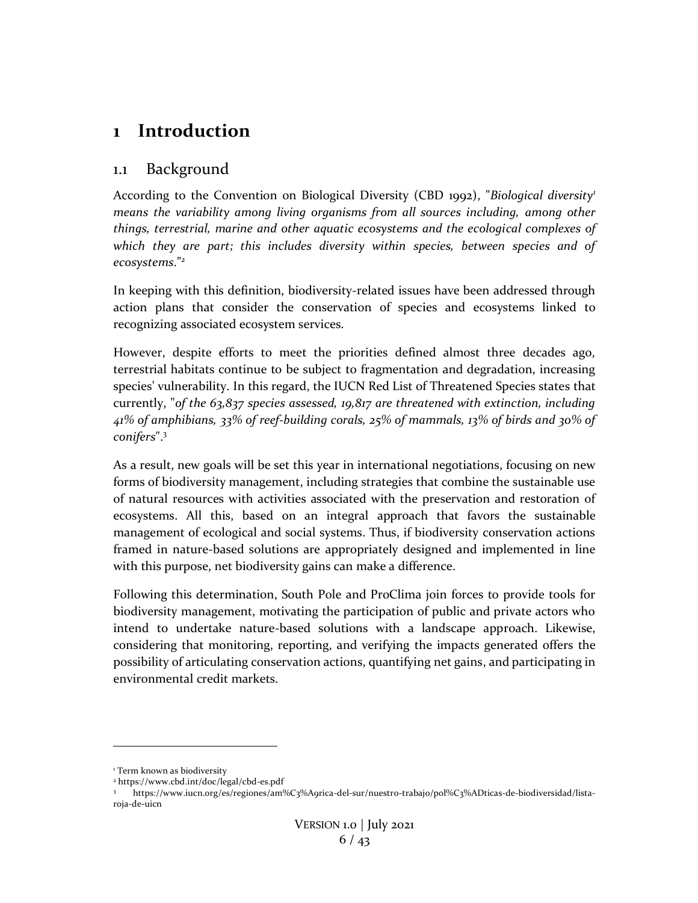# 1 Introduction

## 1.1 Background

According to the Convention on Biological Diversity (CBD 1992), "*Biological diversity*[1] *means the variability among living organisms from all sources including, among other things, terrestrial, marine and other aquatic ecosystems and the ecological complexes of which they are part; this includes diversity within species, between species and of ecosystems*."[2]

In keeping with this definition, biodiversity-related issues have been addressed through action plans that consider the conservation of species and ecosystems linked to recognizing associated ecosystem services.

However, despite efforts to meet the priorities defined almost three decades ago, terrestrial habitats continue to be subject to fragmentation and degradation, increasing species' vulnerability. In this regard, the IUCN Red List of Threatened Species states that currently, "*of the 63,837 species assessed, 19,817 are threatened with extinction, including 41% of amphibians, 33% of reef-building corals, 25% of mammals, 13% of birds and 30% of conifers*".[3]

As a result, new goals will be set this year in international negotiations, focusing on new forms of biodiversity management, including strategies that combine the sustainable use of natural resources with activities associated with the preservation and restoration of ecosystems. All this, based on an integral approach that favors the sustainable management of ecological and social systems. Thus, if biodiversity conservation actions framed in nature-based solutions are appropriately designed and implemented in line with this purpose, net biodiversity gains can make a difference.

Following this determination, South Pole and ProClima join forces to provide tools for biodiversity management, motivating the participation of public and private actors who intend to undertake nature-based solutions with a landscape approach. Likewise, considering that monitoring, reporting, and verifying the impacts generated offers the possibility of articulating conservation actions, quantifying net gains, and participating in environmental credit markets.

---

[1] Term known as biodiversity

[2] https://www.cbd.int/doc/legal/cbd-es.pdf

[3] https://www.iucn.org/es/regiones/am%C3%A9rica-del-sur/nuestro-trabajo/pol%C3%ADticas-de-biodiversidad/lista-roja-de-uicn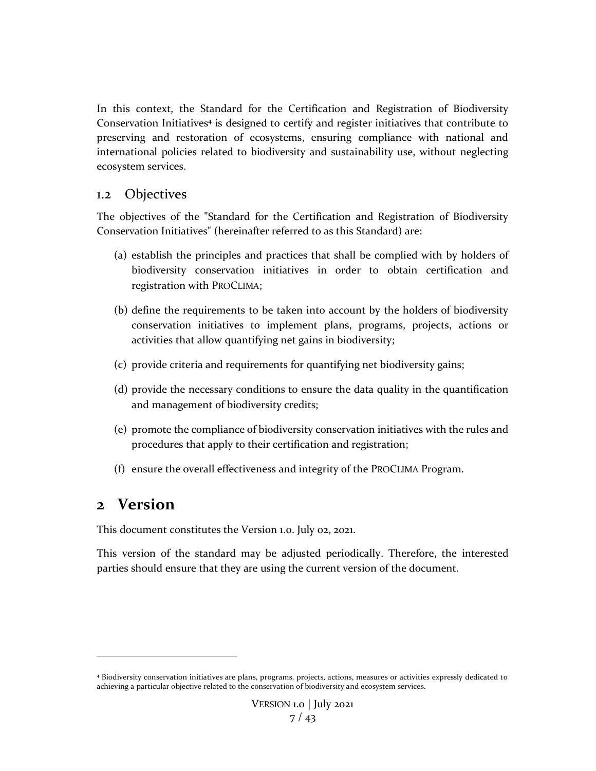In this context, the Standard for the Certification and Registration of Biodiversity Conservation Initiatives[4] is designed to certify and register initiatives that contribute to preserving and restoration of ecosystems, ensuring compliance with national and international policies related to biodiversity and sustainability use, without neglecting ecosystem services.

## 1.2 Objectives

The objectives of the "Standard for the Certification and Registration of Biodiversity Conservation Initiatives" (hereinafter referred to as this Standard) are:

(a) establish the principles and practices that shall be complied with by holders of biodiversity conservation initiatives in order to obtain certification and registration with PROCLIMA;

(b) define the requirements to be taken into account by the holders of biodiversity conservation initiatives to implement plans, programs, projects, actions or activities that allow quantifying net gains in biodiversity;

(c) provide criteria and requirements for quantifying net biodiversity gains;

(d) provide the necessary conditions to ensure the data quality in the quantification and management of biodiversity credits;

(e) promote the compliance of biodiversity conservation initiatives with the rules and procedures that apply to their certification and registration;

(f) ensure the overall effectiveness and integrity of the PROCLIMA Program.

# 2 Version

This document constitutes the Version 1.0. July 02, 2021.

This version of the standard may be adjusted periodically. Therefore, the interested parties should ensure that they are using the current version of the document.

---

[4] Biodiversity conservation initiatives are plans, programs, projects, actions, measures or activities expressly dedicated to achieving a particular objective related to the conservation of biodiversity and ecosystem services.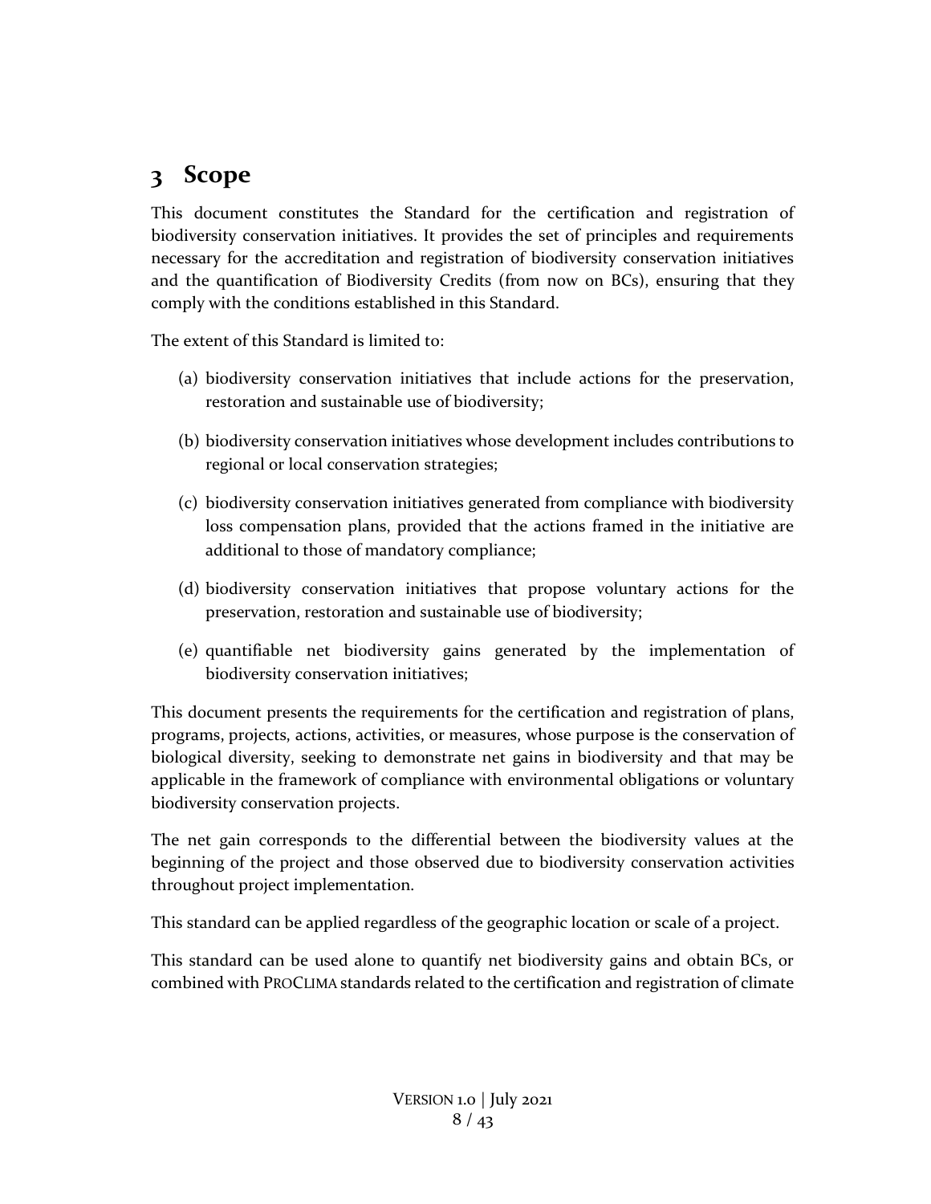# 3 Scope

This document constitutes the Standard for the certification and registration of biodiversity conservation initiatives. It provides the set of principles and requirements necessary for the accreditation and registration of biodiversity conservation initiatives and the quantification of Biodiversity Credits (from now on BCs), ensuring that they comply with the conditions established in this Standard.

The extent of this Standard is limited to:

(a) biodiversity conservation initiatives that include actions for the preservation, restoration and sustainable use of biodiversity;

(b) biodiversity conservation initiatives whose development includes contributions to regional or local conservation strategies;

(c) biodiversity conservation initiatives generated from compliance with biodiversity loss compensation plans, provided that the actions framed in the initiative are additional to those of mandatory compliance;

(d) biodiversity conservation initiatives that propose voluntary actions for the preservation, restoration and sustainable use of biodiversity;

(e) quantifiable net biodiversity gains generated by the implementation of biodiversity conservation initiatives;

This document presents the requirements for the certification and registration of plans, programs, projects, actions, activities, or measures, whose purpose is the conservation of biological diversity, seeking to demonstrate net gains in biodiversity and that may be applicable in the framework of compliance with environmental obligations or voluntary biodiversity conservation projects.

The net gain corresponds to the differential between the biodiversity values at the beginning of the project and those observed due to biodiversity conservation activities throughout project implementation.

This standard can be applied regardless of the geographic location or scale of a project.

This standard can be used alone to quantify net biodiversity gains and obtain BCs, or combined with PROCLIMA standards related to the certification and registration of climate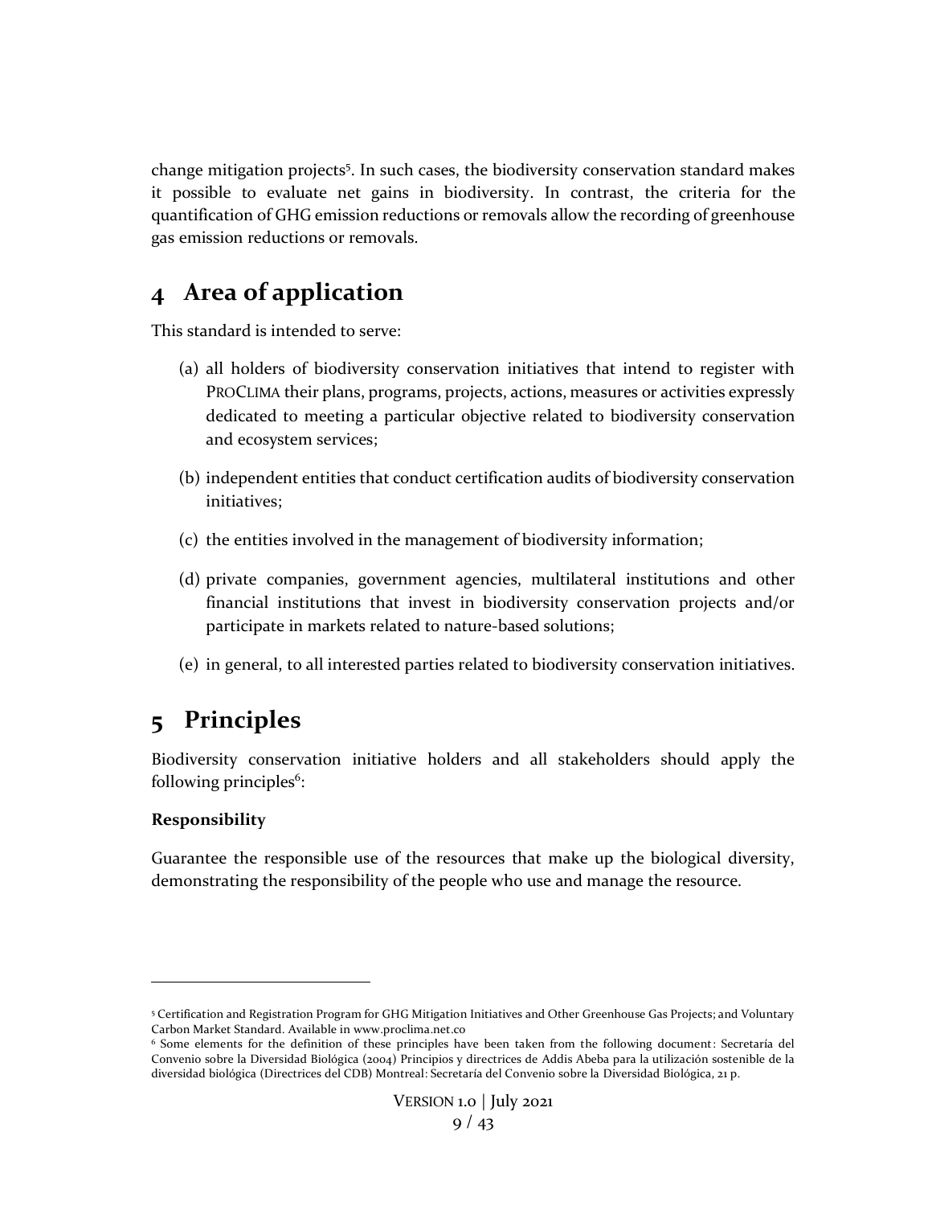change mitigation projects[5]. In such cases, the biodiversity conservation standard makes it possible to evaluate net gains in biodiversity. In contrast, the criteria for the quantification of GHG emission reductions or removals allow the recording of greenhouse gas emission reductions or removals.

# 4 Area of application

This standard is intended to serve:

(a) all holders of biodiversity conservation initiatives that intend to register with PROCLIMA their plans, programs, projects, actions, measures or activities expressly dedicated to meeting a particular objective related to biodiversity conservation and ecosystem services;

(b) independent entities that conduct certification audits of biodiversity conservation initiatives;

(c) the entities involved in the management of biodiversity information;

(d) private companies, government agencies, multilateral institutions and other financial institutions that invest in biodiversity conservation projects and/or participate in markets related to nature-based solutions;

(e) in general, to all interested parties related to biodiversity conservation initiatives.

# 5 Principles

Biodiversity conservation initiative holders and all stakeholders should apply the following principles[6]:

**Responsibility**

Guarantee the responsible use of the resources that make up the biological diversity, demonstrating the responsibility of the people who use and manage the resource.

---

[5] Certification and Registration Program for GHG Mitigation Initiatives and Other Greenhouse Gas Projects; and Voluntary Carbon Market Standard. Available in www.proclima.net.co

[6] Some elements for the definition of these principles have been taken from the following document: Secretaría del Convenio sobre la Diversidad Biológica (2004) Principios y directrices de Addis Abeba para la utilización sostenible de la diversidad biológica (Directrices del CDB) Montreal: Secretaría del Convenio sobre la Diversidad Biológica, 21 p.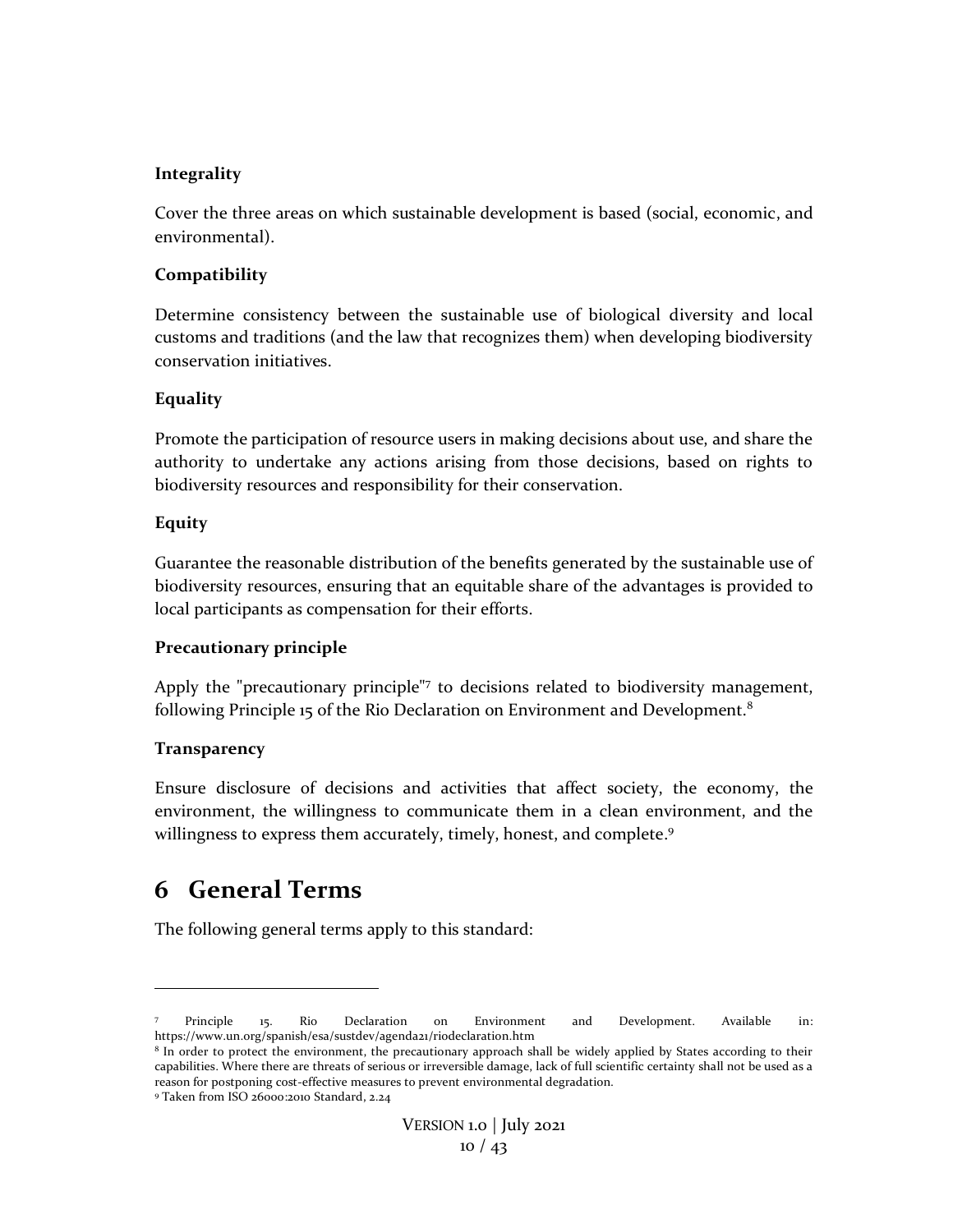**Integrality**

Cover the three areas on which sustainable development is based (social, economic, and environmental).

**Compatibility**

Determine consistency between the sustainable use of biological diversity and local customs and traditions (and the law that recognizes them) when developing biodiversity conservation initiatives.

**Equality**

Promote the participation of resource users in making decisions about use, and share the authority to undertake any actions arising from those decisions, based on rights to biodiversity resources and responsibility for their conservation.

**Equity**

Guarantee the reasonable distribution of the benefits generated by the sustainable use of biodiversity resources, ensuring that an equitable share of the advantages is provided to local participants as compensation for their efforts.

**Precautionary principle**

Apply the "precautionary principle"[7] to decisions related to biodiversity management, following Principle 15 of the Rio Declaration on Environment and Development.[8]

**Transparency**

Ensure disclosure of decisions and activities that affect society, the economy, the environment, the willingness to communicate them in a clean environment, and the willingness to express them accurately, timely, honest, and complete.[9]

# 6 General Terms

The following general terms apply to this standard:

---

[7] Principle 15. Rio Declaration on Environment and Development. Available in: https://www.un.org/spanish/esa/sustdev/agenda21/riodeclaration.htm

[8] In order to protect the environment, the precautionary approach shall be widely applied by States according to their capabilities. Where there are threats of serious or irreversible damage, lack of full scientific certainty shall not be used as a reason for postponing cost-effective measures to prevent environmental degradation.

[9] Taken from ISO 26000:2010 Standard, 2.24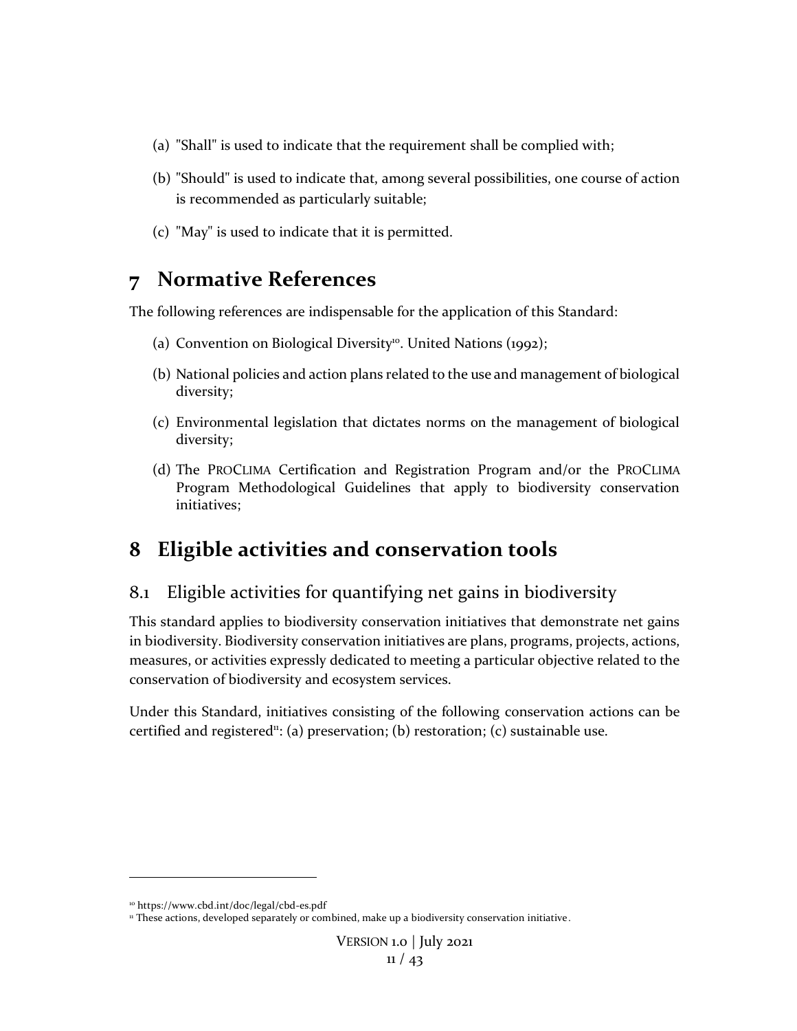(a) "Shall" is used to indicate that the requirement shall be complied with;

(b) "Should" is used to indicate that, among several possibilities, one course of action is recommended as particularly suitable;

(c) "May" is used to indicate that it is permitted.

# 7 Normative References

The following references are indispensable for the application of this Standard:

(a) Convention on Biological Diversity[10]. United Nations (1992);

(b) National policies and action plans related to the use and management of biological diversity;

(c) Environmental legislation that dictates norms on the management of biological diversity;

(d) The PROCLIMA Certification and Registration Program and/or the PROCLIMA Program Methodological Guidelines that apply to biodiversity conservation initiatives;

# 8 Eligible activities and conservation tools

## 8.1 Eligible activities for quantifying net gains in biodiversity

This standard applies to biodiversity conservation initiatives that demonstrate net gains in biodiversity. Biodiversity conservation initiatives are plans, programs, projects, actions, measures, or activities expressly dedicated to meeting a particular objective related to the conservation of biodiversity and ecosystem services.

Under this Standard, initiatives consisting of the following conservation actions can be certified and registered[11]: (a) preservation; (b) restoration; (c) sustainable use.

[10] https://www.cbd.int/doc/legal/cbd-es.pdf

[11] These actions, developed separately or combined, make up a biodiversity conservation initiative.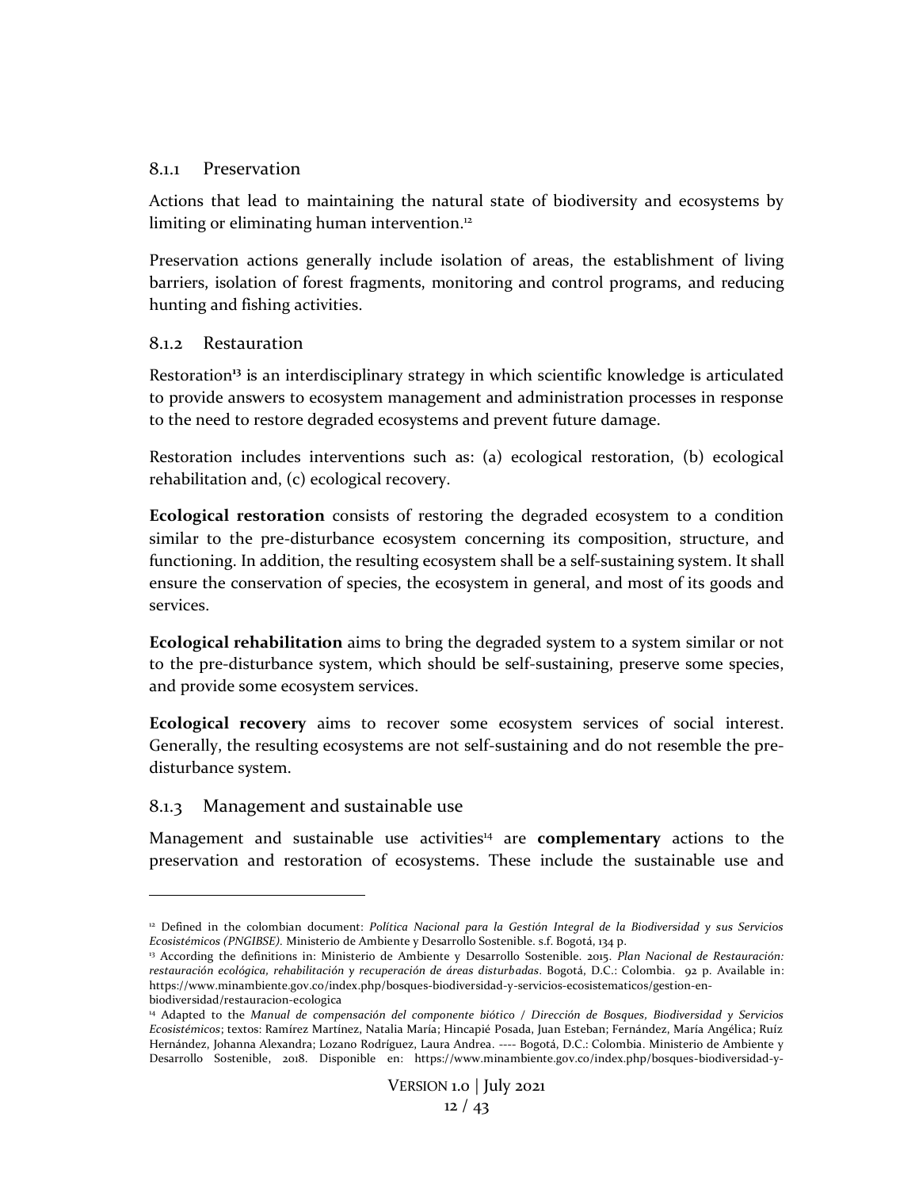### 8.1.1 Preservation

Actions that lead to maintaining the natural state of biodiversity and ecosystems by limiting or eliminating human intervention.[12]

Preservation actions generally include isolation of areas, the establishment of living barriers, isolation of forest fragments, monitoring and control programs, and reducing hunting and fishing activities.

### 8.1.2 Restauration

Restoration[13] is an interdisciplinary strategy in which scientific knowledge is articulated to provide answers to ecosystem management and administration processes in response to the need to restore degraded ecosystems and prevent future damage.

Restoration includes interventions such as: (a) ecological restoration, (b) ecological rehabilitation and, (c) ecological recovery.

**Ecological restoration** consists of restoring the degraded ecosystem to a condition similar to the pre-disturbance ecosystem concerning its composition, structure, and functioning. In addition, the resulting ecosystem shall be a self-sustaining system. It shall ensure the conservation of species, the ecosystem in general, and most of its goods and services.

**Ecological rehabilitation** aims to bring the degraded system to a system similar or not to the pre-disturbance system, which should be self-sustaining, preserve some species, and provide some ecosystem services.

**Ecological recovery** aims to recover some ecosystem services of social interest. Generally, the resulting ecosystems are not self-sustaining and do not resemble the pre-disturbance system.

### 8.1.3 Management and sustainable use

Management and sustainable use activities[14] are **complementary** actions to the preservation and restoration of ecosystems. These include the sustainable use and

---

[12] Defined in the colombian document: *Política Nacional para la Gestión Integral de la Biodiversidad y sus Servicios Ecosistémicos (PNGIBSE).* Ministerio de Ambiente y Desarrollo Sostenible. s.f. Bogotá, 134 p.

[13] According the definitions in: Ministerio de Ambiente y Desarrollo Sostenible. 2015. *Plan Nacional de Restauración: restauración ecológica, rehabilitación y recuperación de áreas disturbadas*. Bogotá, D.C.: Colombia. 92 p. Available in: https://www.minambiente.gov.co/index.php/bosques-biodiversidad-y-servicios-ecosistematicos/gestion-en-biodiversidad/restauracion-ecologica

[14] Adapted to the *Manual de compensación del componente biótico / Dirección de Bosques, Biodiversidad y Servicios Ecosistémicos*; textos: Ramírez Martínez, Natalia María; Hincapié Posada, Juan Esteban; Fernández, María Angélica; Ruíz Hernández, Johanna Alexandra; Lozano Rodríguez, Laura Andrea. ---- Bogotá, D.C.: Colombia. Ministerio de Ambiente y Desarrollo Sostenible, 2018. Disponible en: https://www.minambiente.gov.co/index.php/bosques-biodiversidad-y-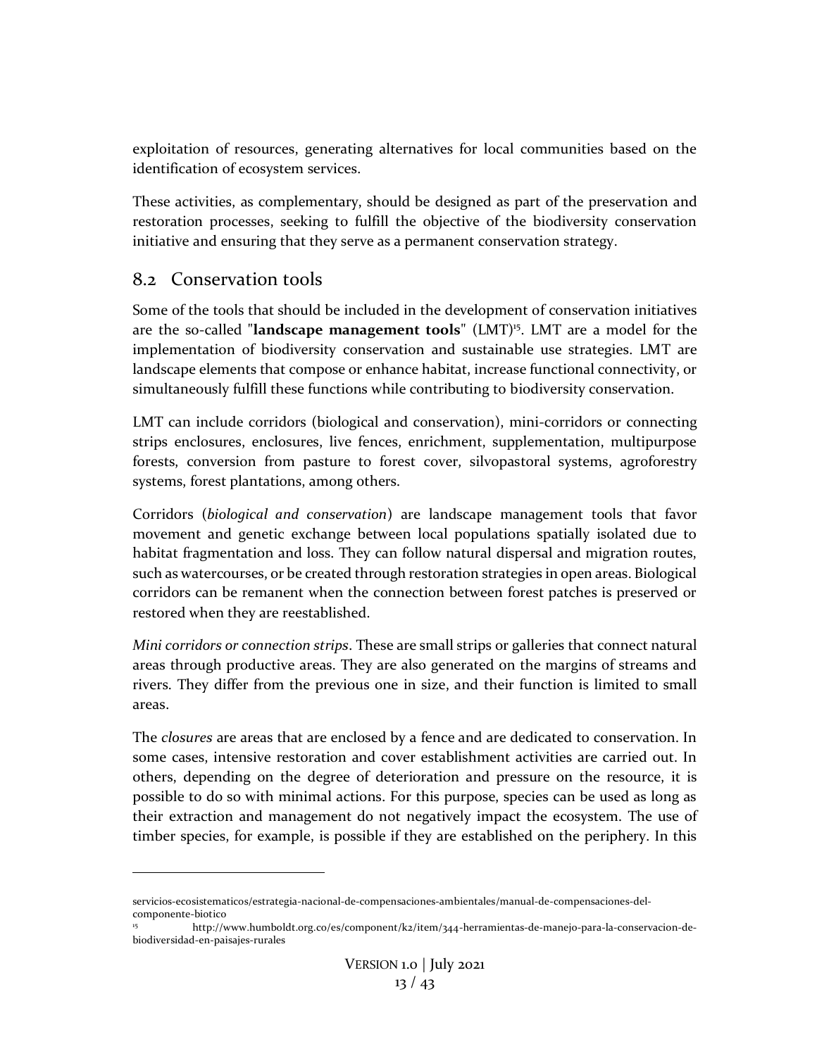exploitation of resources, generating alternatives for local communities based on the identification of ecosystem services.

These activities, as complementary, should be designed as part of the preservation and restoration processes, seeking to fulfill the objective of the biodiversity conservation initiative and ensuring that they serve as a permanent conservation strategy.

## 8.2 Conservation tools

Some of the tools that should be included in the development of conservation initiatives are the so-called "**landscape management tools**" (LMT)[15]. LMT are a model for the implementation of biodiversity conservation and sustainable use strategies. LMT are landscape elements that compose or enhance habitat, increase functional connectivity, or simultaneously fulfill these functions while contributing to biodiversity conservation.

LMT can include corridors (biological and conservation), mini-corridors or connecting strips enclosures, enclosures, live fences, enrichment, supplementation, multipurpose forests, conversion from pasture to forest cover, silvopastoral systems, agroforestry systems, forest plantations, among others.

Corridors (*biological and conservation*) are landscape management tools that favor movement and genetic exchange between local populations spatially isolated due to habitat fragmentation and loss. They can follow natural dispersal and migration routes, such as watercourses, or be created through restoration strategies in open areas. Biological corridors can be remanent when the connection between forest patches is preserved or restored when they are reestablished.

*Mini corridors or connection strips*. These are small strips or galleries that connect natural areas through productive areas. They are also generated on the margins of streams and rivers. They differ from the previous one in size, and their function is limited to small areas.

The *closures* are areas that are enclosed by a fence and are dedicated to conservation. In some cases, intensive restoration and cover establishment activities are carried out. In others, depending on the degree of deterioration and pressure on the resource, it is possible to do so with minimal actions. For this purpose, species can be used as long as their extraction and management do not negatively impact the ecosystem. The use of timber species, for example, is possible if they are established on the periphery. In this

---

servicios-ecosistematicos/estrategia-nacional-de-compensaciones-ambientales/manual-de-compensaciones-del-componente-biotico

[15] http://www.humboldt.org.co/es/component/k2/item/344-herramientas-de-manejo-para-la-conservacion-de-biodiversidad-en-paisajes-rurales

VERSION 1.0 | July 2021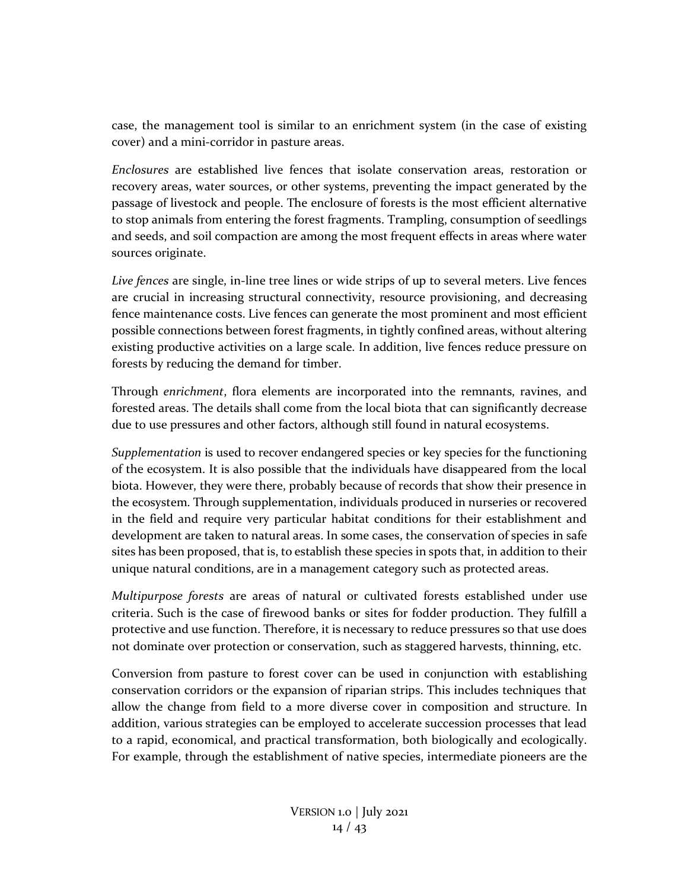case, the management tool is similar to an enrichment system (in the case of existing cover) and a mini-corridor in pasture areas.

*Enclosures* are established live fences that isolate conservation areas, restoration or recovery areas, water sources, or other systems, preventing the impact generated by the passage of livestock and people. The enclosure of forests is the most efficient alternative to stop animals from entering the forest fragments. Trampling, consumption of seedlings and seeds, and soil compaction are among the most frequent effects in areas where water sources originate.

*Live fences* are single, in-line tree lines or wide strips of up to several meters. Live fences are crucial in increasing structural connectivity, resource provisioning, and decreasing fence maintenance costs. Live fences can generate the most prominent and most efficient possible connections between forest fragments, in tightly confined areas, without altering existing productive activities on a large scale. In addition, live fences reduce pressure on forests by reducing the demand for timber.

Through *enrichment*, flora elements are incorporated into the remnants, ravines, and forested areas. The details shall come from the local biota that can significantly decrease due to use pressures and other factors, although still found in natural ecosystems.

*Supplementation* is used to recover endangered species or key species for the functioning of the ecosystem. It is also possible that the individuals have disappeared from the local biota. However, they were there, probably because of records that show their presence in the ecosystem. Through supplementation, individuals produced in nurseries or recovered in the field and require very particular habitat conditions for their establishment and development are taken to natural areas. In some cases, the conservation of species in safe sites has been proposed, that is, to establish these species in spots that, in addition to their unique natural conditions, are in a management category such as protected areas.

*Multipurpose forests* are areas of natural or cultivated forests established under use criteria. Such is the case of firewood banks or sites for fodder production. They fulfill a protective and use function. Therefore, it is necessary to reduce pressures so that use does not dominate over protection or conservation, such as staggered harvests, thinning, etc.

Conversion from pasture to forest cover can be used in conjunction with establishing conservation corridors or the expansion of riparian strips. This includes techniques that allow the change from field to a more diverse cover in composition and structure. In addition, various strategies can be employed to accelerate succession processes that lead to a rapid, economical, and practical transformation, both biologically and ecologically. For example, through the establishment of native species, intermediate pioneers are the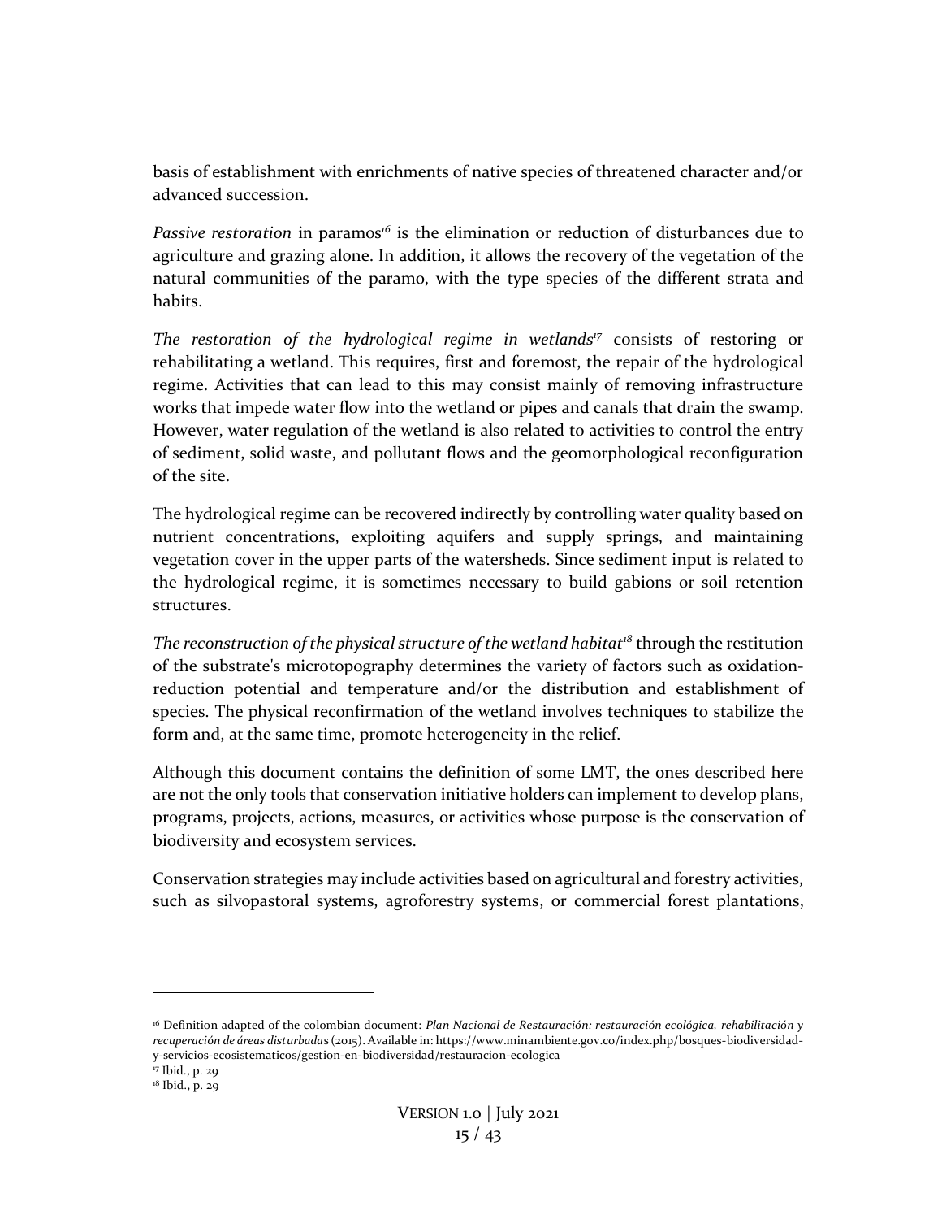basis of establishment with enrichments of native species of threatened character and/or advanced succession.

*Passive restoration* in paramos[16] is the elimination or reduction of disturbances due to agriculture and grazing alone. In addition, it allows the recovery of the vegetation of the natural communities of the paramo, with the type species of the different strata and habits.

*The restoration of the hydrological regime in wetlands*[17] consists of restoring or rehabilitating a wetland. This requires, first and foremost, the repair of the hydrological regime. Activities that can lead to this may consist mainly of removing infrastructure works that impede water flow into the wetland or pipes and canals that drain the swamp. However, water regulation of the wetland is also related to activities to control the entry of sediment, solid waste, and pollutant flows and the geomorphological reconfiguration of the site.

The hydrological regime can be recovered indirectly by controlling water quality based on nutrient concentrations, exploiting aquifers and supply springs, and maintaining vegetation cover in the upper parts of the watersheds. Since sediment input is related to the hydrological regime, it is sometimes necessary to build gabions or soil retention structures.

*The reconstruction of the physical structure of the wetland habitat*[18] through the restitution of the substrate's microtopography determines the variety of factors such as oxidation-reduction potential and temperature and/or the distribution and establishment of species. The physical reconfirmation of the wetland involves techniques to stabilize the form and, at the same time, promote heterogeneity in the relief.

Although this document contains the definition of some LMT, the ones described here are not the only tools that conservation initiative holders can implement to develop plans, programs, projects, actions, measures, or activities whose purpose is the conservation of biodiversity and ecosystem services.

Conservation strategies may include activities based on agricultural and forestry activities, such as silvopastoral systems, agroforestry systems, or commercial forest plantations,

---

[16] Definition adapted of the colombian document: *Plan Nacional de Restauración: restauración ecológica, rehabilitación y recuperación de áreas disturbada*s (2015). Available in: https://www.minambiente.gov.co/index.php/bosques-biodiversidad-y-servicios-ecosistematicos/gestion-en-biodiversidad/restauracion-ecologica

[17] Ibid., p. 29

[18] Ibid., p. 29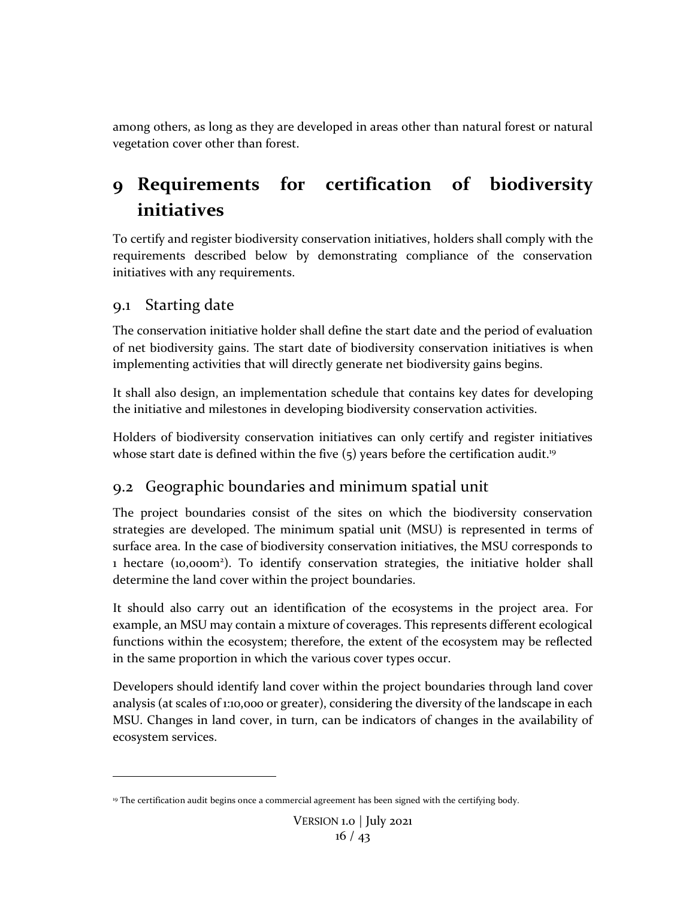among others, as long as they are developed in areas other than natural forest or natural vegetation cover other than forest.

# 9 Requirements for certification of biodiversity initiatives

To certify and register biodiversity conservation initiatives, holders shall comply with the requirements described below by demonstrating compliance of the conservation initiatives with any requirements.

## 9.1 Starting date

The conservation initiative holder shall define the start date and the period of evaluation of net biodiversity gains. The start date of biodiversity conservation initiatives is when implementing activities that will directly generate net biodiversity gains begins.

It shall also design, an implementation schedule that contains key dates for developing the initiative and milestones in developing biodiversity conservation activities.

Holders of biodiversity conservation initiatives can only certify and register initiatives whose start date is defined within the five (5) years before the certification audit.[19]

## 9.2 Geographic boundaries and minimum spatial unit

The project boundaries consist of the sites on which the biodiversity conservation strategies are developed. The minimum spatial unit (MSU) is represented in terms of surface area. In the case of biodiversity conservation initiatives, the MSU corresponds to 1 hectare (10,000m$^2$). To identify conservation strategies, the initiative holder shall determine the land cover within the project boundaries.

It should also carry out an identification of the ecosystems in the project area. For example, an MSU may contain a mixture of coverages. This represents different ecological functions within the ecosystem; therefore, the extent of the ecosystem may be reflected in the same proportion in which the various cover types occur.

Developers should identify land cover within the project boundaries through land cover analysis (at scales of 1:10,000 or greater), considering the diversity of the landscape in each MSU. Changes in land cover, in turn, can be indicators of changes in the availability of ecosystem services.

[19] The certification audit begins once a commercial agreement has been signed with the certifying body.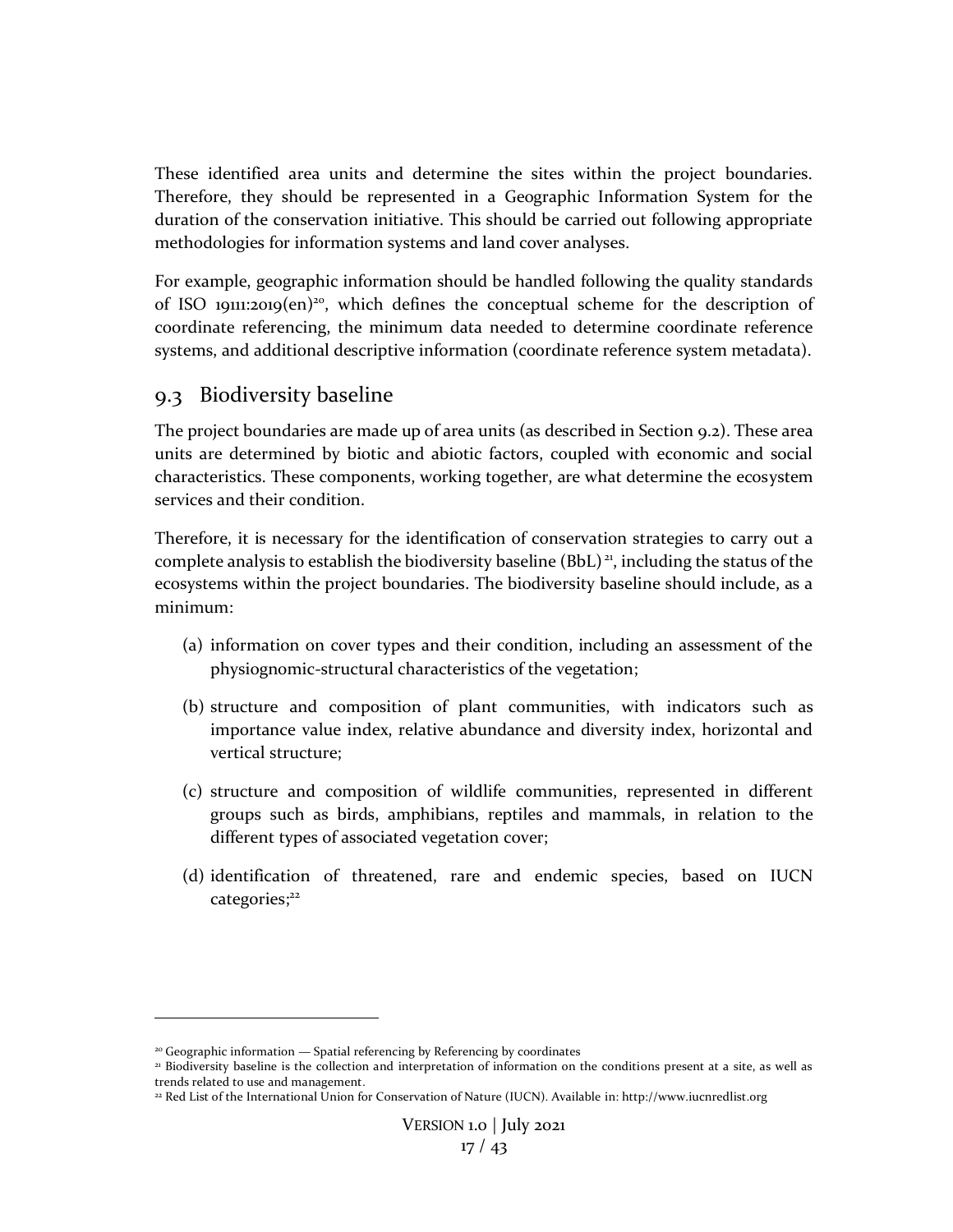These identified area units and determine the sites within the project boundaries. Therefore, they should be represented in a Geographic Information System for the duration of the conservation initiative. This should be carried out following appropriate methodologies for information systems and land cover analyses.

For example, geographic information should be handled following the quality standards of ISO 19111:2019(en)[20], which defines the conceptual scheme for the description of coordinate referencing, the minimum data needed to determine coordinate reference systems, and additional descriptive information (coordinate reference system metadata).

## 9.3 Biodiversity baseline

The project boundaries are made up of area units (as described in Section 9.2). These area units are determined by biotic and abiotic factors, coupled with economic and social characteristics. These components, working together, are what determine the ecosystem services and their condition.

Therefore, it is necessary for the identification of conservation strategies to carry out a complete analysis to establish the biodiversity baseline (BbL)[21], including the status of the ecosystems within the project boundaries. The biodiversity baseline should include, as a minimum:

(a) information on cover types and their condition, including an assessment of the physiognomic-structural characteristics of the vegetation;

(b) structure and composition of plant communities, with indicators such as importance value index, relative abundance and diversity index, horizontal and vertical structure;

(c) structure and composition of wildlife communities, represented in different groups such as birds, amphibians, reptiles and mammals, in relation to the different types of associated vegetation cover;

(d) identification of threatened, rare and endemic species, based on IUCN categories;[22]

---

[20] Geographic information — Spatial referencing by Referencing by coordinates

[21] Biodiversity baseline is the collection and interpretation of information on the conditions present at a site, as well as trends related to use and management.

[22] Red List of the International Union for Conservation of Nature (IUCN). Available in: http://www.iucnredlist.org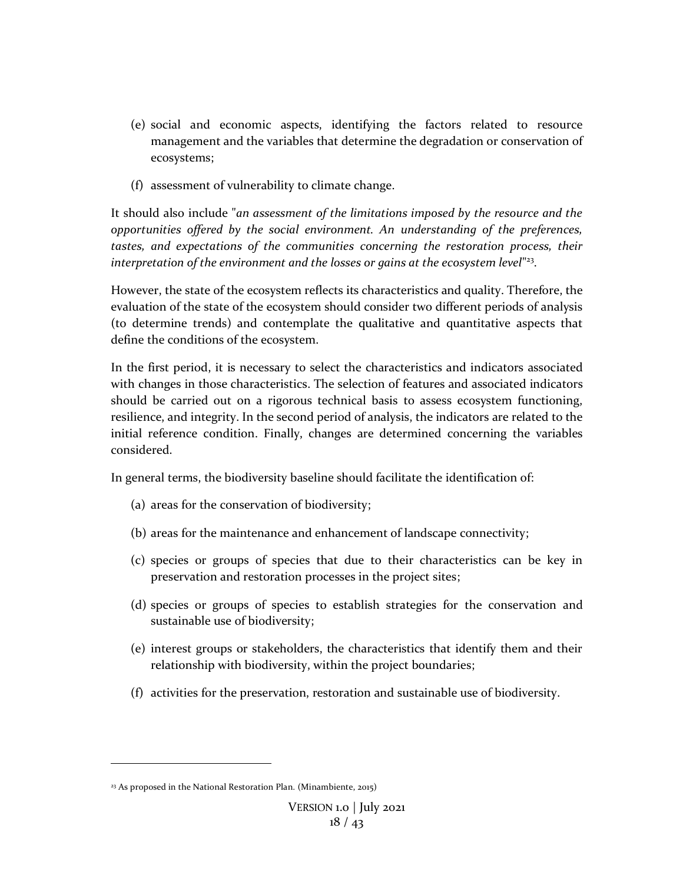(e) social and economic aspects, identifying the factors related to resource management and the variables that determine the degradation or conservation of ecosystems;

(f) assessment of vulnerability to climate change.

It should also include "*an assessment of the limitations imposed by the resource and the opportunities offered by the social environment. An understanding of the preferences, tastes, and expectations of the communities concerning the restoration process, their interpretation of the environment and the losses or gains at the ecosystem level*"[23].

However, the state of the ecosystem reflects its characteristics and quality. Therefore, the evaluation of the state of the ecosystem should consider two different periods of analysis (to determine trends) and contemplate the qualitative and quantitative aspects that define the conditions of the ecosystem.

In the first period, it is necessary to select the characteristics and indicators associated with changes in those characteristics. The selection of features and associated indicators should be carried out on a rigorous technical basis to assess ecosystem functioning, resilience, and integrity. In the second period of analysis, the indicators are related to the initial reference condition. Finally, changes are determined concerning the variables considered.

In general terms, the biodiversity baseline should facilitate the identification of:

(a) areas for the conservation of biodiversity;

(b) areas for the maintenance and enhancement of landscape connectivity;

(c) species or groups of species that due to their characteristics can be key in preservation and restoration processes in the project sites;

(d) species or groups of species to establish strategies for the conservation and sustainable use of biodiversity;

(e) interest groups or stakeholders, the characteristics that identify them and their relationship with biodiversity, within the project boundaries;

(f) activities for the preservation, restoration and sustainable use of biodiversity.

---

[23] As proposed in the National Restoration Plan. (Minambiente, 2015)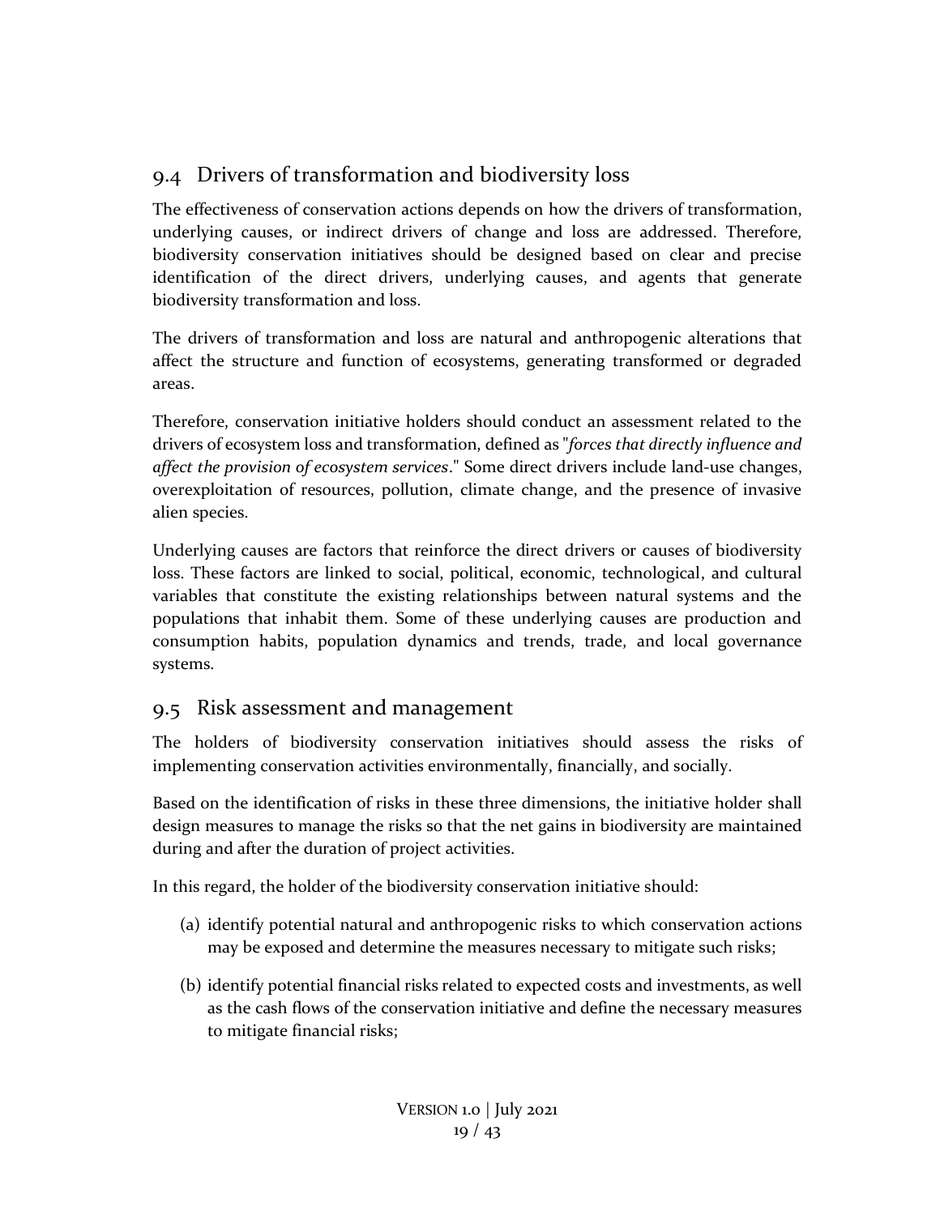## 9.4 Drivers of transformation and biodiversity loss

The effectiveness of conservation actions depends on how the drivers of transformation, underlying causes, or indirect drivers of change and loss are addressed. Therefore, biodiversity conservation initiatives should be designed based on clear and precise identification of the direct drivers, underlying causes, and agents that generate biodiversity transformation and loss.

The drivers of transformation and loss are natural and anthropogenic alterations that affect the structure and function of ecosystems, generating transformed or degraded areas.

Therefore, conservation initiative holders should conduct an assessment related to the drivers of ecosystem loss and transformation, defined as "*forces that directly influence and affect the provision of ecosystem services*." Some direct drivers include land-use changes, overexploitation of resources, pollution, climate change, and the presence of invasive alien species.

Underlying causes are factors that reinforce the direct drivers or causes of biodiversity loss. These factors are linked to social, political, economic, technological, and cultural variables that constitute the existing relationships between natural systems and the populations that inhabit them. Some of these underlying causes are production and consumption habits, population dynamics and trends, trade, and local governance systems.

## 9.5 Risk assessment and management

The holders of biodiversity conservation initiatives should assess the risks of implementing conservation activities environmentally, financially, and socially.

Based on the identification of risks in these three dimensions, the initiative holder shall design measures to manage the risks so that the net gains in biodiversity are maintained during and after the duration of project activities.

In this regard, the holder of the biodiversity conservation initiative should:

(a) identify potential natural and anthropogenic risks to which conservation actions may be exposed and determine the measures necessary to mitigate such risks;

(b) identify potential financial risks related to expected costs and investments, as well as the cash flows of the conservation initiative and define the necessary measures to mitigate financial risks;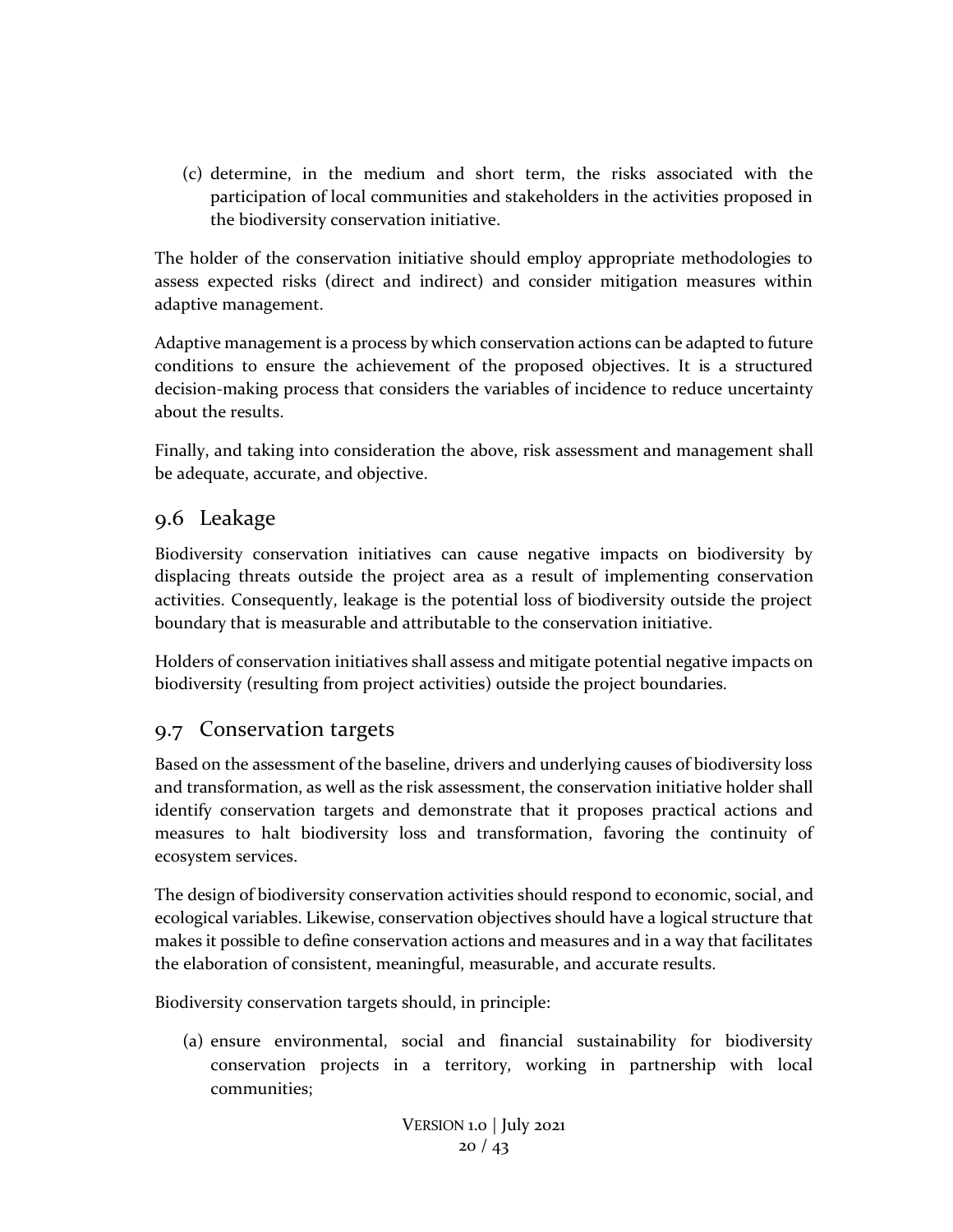(c) determine, in the medium and short term, the risks associated with the participation of local communities and stakeholders in the activities proposed in the biodiversity conservation initiative.

The holder of the conservation initiative should employ appropriate methodologies to assess expected risks (direct and indirect) and consider mitigation measures within adaptive management.

Adaptive management is a process by which conservation actions can be adapted to future conditions to ensure the achievement of the proposed objectives. It is a structured decision-making process that considers the variables of incidence to reduce uncertainty about the results.

Finally, and taking into consideration the above, risk assessment and management shall be adequate, accurate, and objective.

## 9.6 Leakage

Biodiversity conservation initiatives can cause negative impacts on biodiversity by displacing threats outside the project area as a result of implementing conservation activities. Consequently, leakage is the potential loss of biodiversity outside the project boundary that is measurable and attributable to the conservation initiative.

Holders of conservation initiatives shall assess and mitigate potential negative impacts on biodiversity (resulting from project activities) outside the project boundaries.

## 9.7 Conservation targets

Based on the assessment of the baseline, drivers and underlying causes of biodiversity loss and transformation, as well as the risk assessment, the conservation initiative holder shall identify conservation targets and demonstrate that it proposes practical actions and measures to halt biodiversity loss and transformation, favoring the continuity of ecosystem services.

The design of biodiversity conservation activities should respond to economic, social, and ecological variables. Likewise, conservation objectives should have a logical structure that makes it possible to define conservation actions and measures and in a way that facilitates the elaboration of consistent, meaningful, measurable, and accurate results.

Biodiversity conservation targets should, in principle:

(a) ensure environmental, social and financial sustainability for biodiversity conservation projects in a territory, working in partnership with local communities;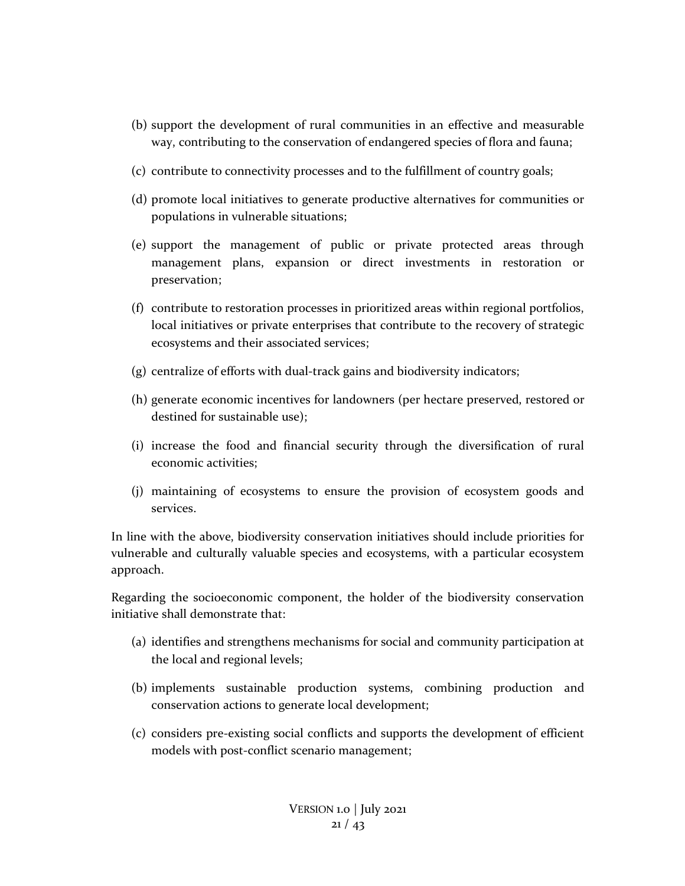(b) support the development of rural communities in an effective and measurable way, contributing to the conservation of endangered species of flora and fauna;

(c) contribute to connectivity processes and to the fulfillment of country goals;

(d) promote local initiatives to generate productive alternatives for communities or populations in vulnerable situations;

(e) support the management of public or private protected areas through management plans, expansion or direct investments in restoration or preservation;

(f) contribute to restoration processes in prioritized areas within regional portfolios, local initiatives or private enterprises that contribute to the recovery of strategic ecosystems and their associated services;

(g) centralize of efforts with dual-track gains and biodiversity indicators;

(h) generate economic incentives for landowners (per hectare preserved, restored or destined for sustainable use);

(i) increase the food and financial security through the diversification of rural economic activities;

(j) maintaining of ecosystems to ensure the provision of ecosystem goods and services.

In line with the above, biodiversity conservation initiatives should include priorities for vulnerable and culturally valuable species and ecosystems, with a particular ecosystem approach.

Regarding the socioeconomic component, the holder of the biodiversity conservation initiative shall demonstrate that:

(a) identifies and strengthens mechanisms for social and community participation at the local and regional levels;

(b) implements sustainable production systems, combining production and conservation actions to generate local development;

(c) considers pre-existing social conflicts and supports the development of efficient models with post-conflict scenario management;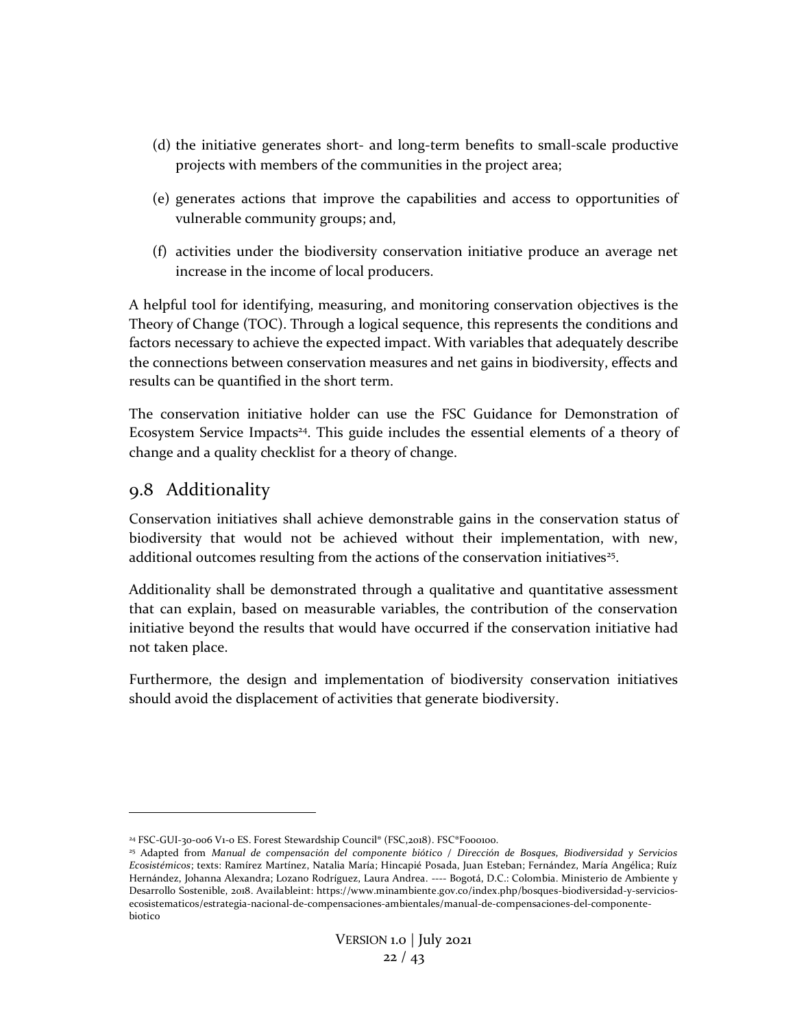(d) the initiative generates short- and long-term benefits to small-scale productive projects with members of the communities in the project area;

(e) generates actions that improve the capabilities and access to opportunities of vulnerable community groups; and,

(f) activities under the biodiversity conservation initiative produce an average net increase in the income of local producers.

A helpful tool for identifying, measuring, and monitoring conservation objectives is the Theory of Change (TOC). Through a logical sequence, this represents the conditions and factors necessary to achieve the expected impact. With variables that adequately describe the connections between conservation measures and net gains in biodiversity, effects and results can be quantified in the short term.

The conservation initiative holder can use the FSC Guidance for Demonstration of Ecosystem Service Impacts[24]. This guide includes the essential elements of a theory of change and a quality checklist for a theory of change.

## 9.8 Additionality

Conservation initiatives shall achieve demonstrable gains in the conservation status of biodiversity that would not be achieved without their implementation, with new, additional outcomes resulting from the actions of the conservation initiatives[25].

Additionality shall be demonstrated through a qualitative and quantitative assessment that can explain, based on measurable variables, the contribution of the conservation initiative beyond the results that would have occurred if the conservation initiative had not taken place.

Furthermore, the design and implementation of biodiversity conservation initiatives should avoid the displacement of activities that generate biodiversity.

---

[24] FSC-GUI-30-006 V1-0 ES. Forest Stewardship Council® (FSC,2018). FSC®F000100.

[25] Adapted from *Manual de compensación del componente biótico / Dirección de Bosques, Biodiversidad y Servicios Ecosistémicos*; texts: Ramírez Martínez, Natalia María; Hincapié Posada, Juan Esteban; Fernández, María Angélica; Ruíz Hernández, Johanna Alexandra; Lozano Rodríguez, Laura Andrea. ---- Bogotá, D.C.: Colombia. Ministerio de Ambiente y Desarrollo Sostenible, 2018. Availableint: https://www.minambiente.gov.co/index.php/bosques-biodiversidad-y-servicios-ecosistematicos/estrategia-nacional-de-compensaciones-ambientales/manual-de-compensaciones-del-componente-biotico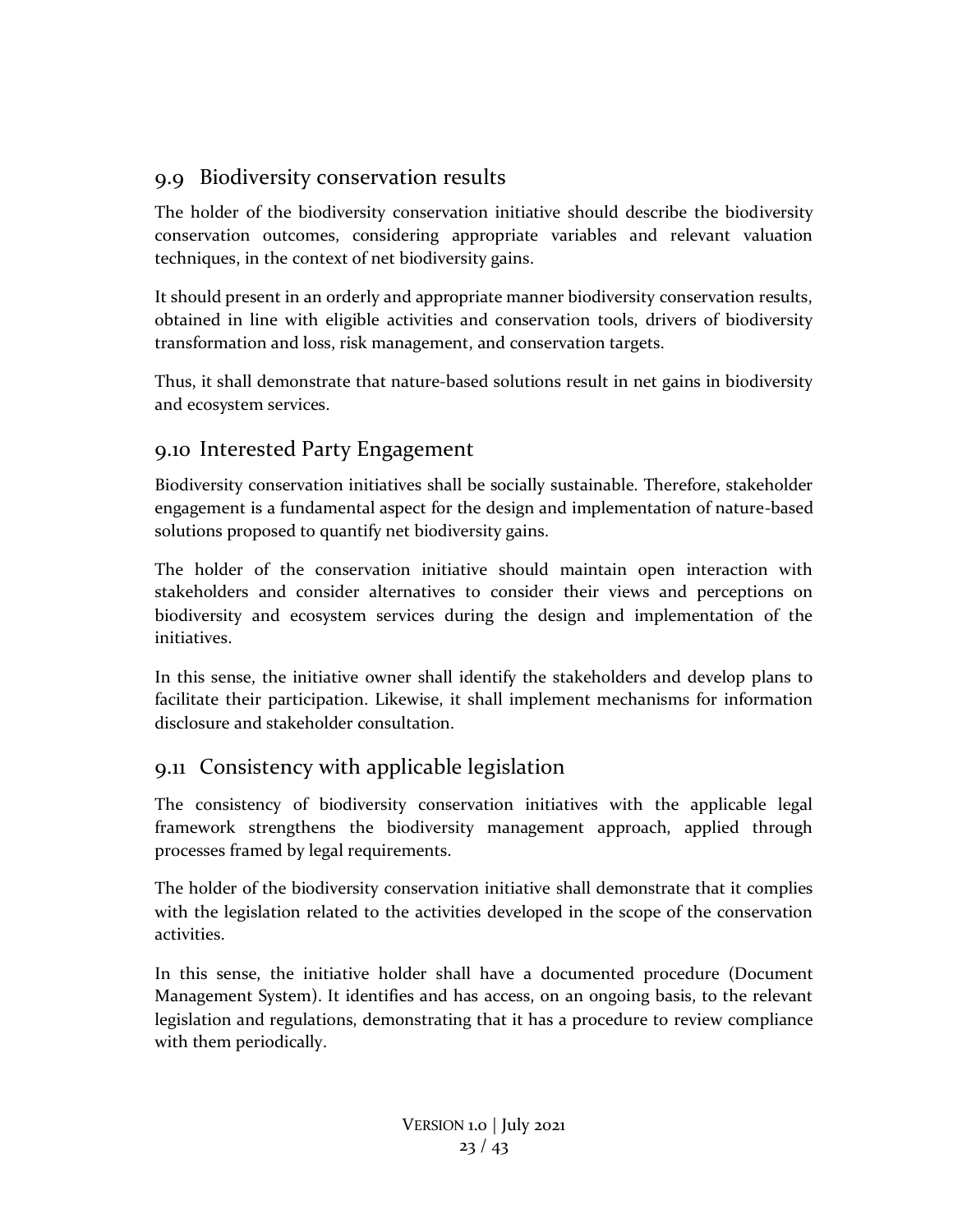## 9.9 Biodiversity conservation results

The holder of the biodiversity conservation initiative should describe the biodiversity conservation outcomes, considering appropriate variables and relevant valuation techniques, in the context of net biodiversity gains.

It should present in an orderly and appropriate manner biodiversity conservation results, obtained in line with eligible activities and conservation tools, drivers of biodiversity transformation and loss, risk management, and conservation targets.

Thus, it shall demonstrate that nature-based solutions result in net gains in biodiversity and ecosystem services.

## 9.10 Interested Party Engagement

Biodiversity conservation initiatives shall be socially sustainable. Therefore, stakeholder engagement is a fundamental aspect for the design and implementation of nature-based solutions proposed to quantify net biodiversity gains.

The holder of the conservation initiative should maintain open interaction with stakeholders and consider alternatives to consider their views and perceptions on biodiversity and ecosystem services during the design and implementation of the initiatives.

In this sense, the initiative owner shall identify the stakeholders and develop plans to facilitate their participation. Likewise, it shall implement mechanisms for information disclosure and stakeholder consultation.

## 9.11 Consistency with applicable legislation

The consistency of biodiversity conservation initiatives with the applicable legal framework strengthens the biodiversity management approach, applied through processes framed by legal requirements.

The holder of the biodiversity conservation initiative shall demonstrate that it complies with the legislation related to the activities developed in the scope of the conservation activities.

In this sense, the initiative holder shall have a documented procedure (Document Management System). It identifies and has access, on an ongoing basis, to the relevant legislation and regulations, demonstrating that it has a procedure to review compliance with them periodically.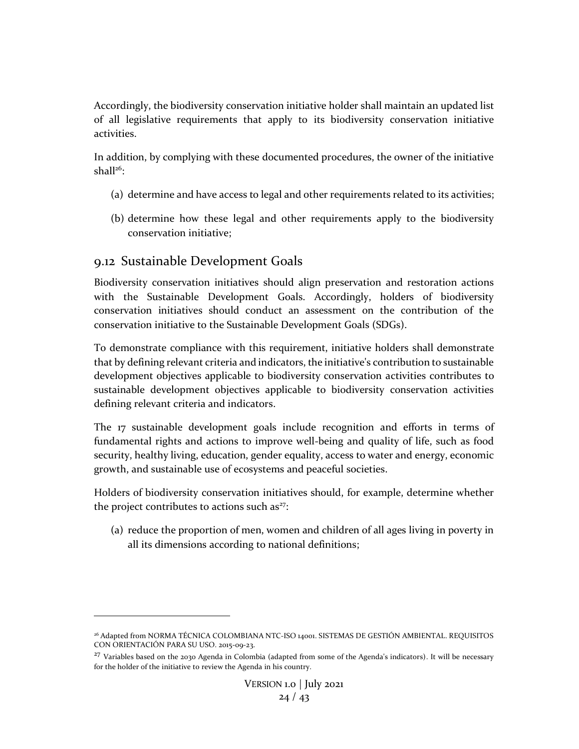Accordingly, the biodiversity conservation initiative holder shall maintain an updated list of all legislative requirements that apply to its biodiversity conservation initiative activities.

In addition, by complying with these documented procedures, the owner of the initiative shall[26]:

(a) determine and have access to legal and other requirements related to its activities;

(b) determine how these legal and other requirements apply to the biodiversity conservation initiative;

## 9.12 Sustainable Development Goals

Biodiversity conservation initiatives should align preservation and restoration actions with the Sustainable Development Goals. Accordingly, holders of biodiversity conservation initiatives should conduct an assessment on the contribution of the conservation initiative to the Sustainable Development Goals (SDGs).

To demonstrate compliance with this requirement, initiative holders shall demonstrate that by defining relevant criteria and indicators, the initiative's contribution to sustainable development objectives applicable to biodiversity conservation activities contributes to sustainable development objectives applicable to biodiversity conservation activities defining relevant criteria and indicators.

The 17 sustainable development goals include recognition and efforts in terms of fundamental rights and actions to improve well-being and quality of life, such as food security, healthy living, education, gender equality, access to water and energy, economic growth, and sustainable use of ecosystems and peaceful societies.

Holders of biodiversity conservation initiatives should, for example, determine whether the project contributes to actions such as[27]:

(a) reduce the proportion of men, women and children of all ages living in poverty in all its dimensions according to national definitions;

---

[26] Adapted from NORMA TÉCNICA COLOMBIANA NTC-ISO 14001. SISTEMAS DE GESTIÓN AMBIENTAL. REQUISITOS CON ORIENTACIÓN PARA SU USO. 2015-09-23.

[27] Variables based on the 2030 Agenda in Colombia (adapted from some of the Agenda's indicators). It will be necessary for the holder of the initiative to review the Agenda in his country.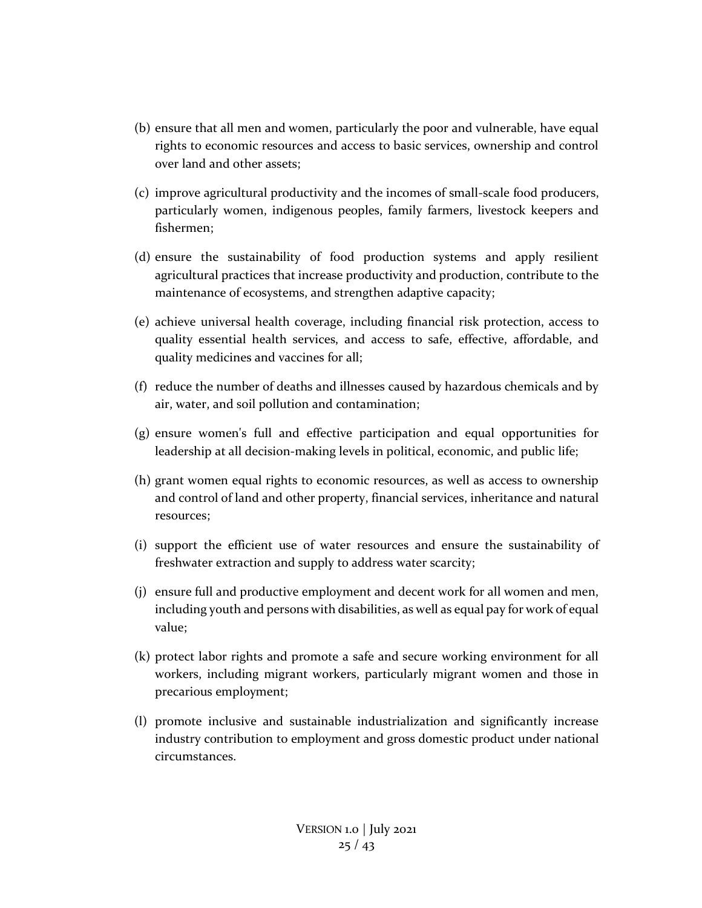(b) ensure that all men and women, particularly the poor and vulnerable, have equal rights to economic resources and access to basic services, ownership and control over land and other assets;

(c) improve agricultural productivity and the incomes of small-scale food producers, particularly women, indigenous peoples, family farmers, livestock keepers and fishermen;

(d) ensure the sustainability of food production systems and apply resilient agricultural practices that increase productivity and production, contribute to the maintenance of ecosystems, and strengthen adaptive capacity;

(e) achieve universal health coverage, including financial risk protection, access to quality essential health services, and access to safe, effective, affordable, and quality medicines and vaccines for all;

(f) reduce the number of deaths and illnesses caused by hazardous chemicals and by air, water, and soil pollution and contamination;

(g) ensure women's full and effective participation and equal opportunities for leadership at all decision-making levels in political, economic, and public life;

(h) grant women equal rights to economic resources, as well as access to ownership and control of land and other property, financial services, inheritance and natural resources;

(i) support the efficient use of water resources and ensure the sustainability of freshwater extraction and supply to address water scarcity;

(j) ensure full and productive employment and decent work for all women and men, including youth and persons with disabilities, as well as equal pay for work of equal value;

(k) protect labor rights and promote a safe and secure working environment for all workers, including migrant workers, particularly migrant women and those in precarious employment;

(l) promote inclusive and sustainable industrialization and significantly increase industry contribution to employment and gross domestic product under national circumstances.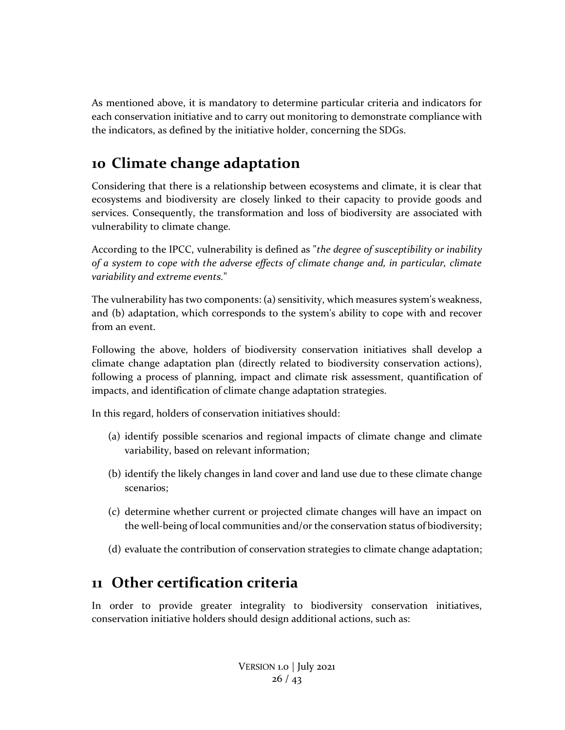As mentioned above, it is mandatory to determine particular criteria and indicators for each conservation initiative and to carry out monitoring to demonstrate compliance with the indicators, as defined by the initiative holder, concerning the SDGs.

# 10 Climate change adaptation

Considering that there is a relationship between ecosystems and climate, it is clear that ecosystems and biodiversity are closely linked to their capacity to provide goods and services. Consequently, the transformation and loss of biodiversity are associated with vulnerability to climate change.

According to the IPCC, vulnerability is defined as "*the degree of susceptibility or inability of a system to cope with the adverse effects of climate change and, in particular, climate variability and extreme events.*"

The vulnerability has two components: (a) sensitivity, which measures system's weakness, and (b) adaptation, which corresponds to the system's ability to cope with and recover from an event.

Following the above, holders of biodiversity conservation initiatives shall develop a climate change adaptation plan (directly related to biodiversity conservation actions), following a process of planning, impact and climate risk assessment, quantification of impacts, and identification of climate change adaptation strategies.

In this regard, holders of conservation initiatives should:

(a) identify possible scenarios and regional impacts of climate change and climate variability, based on relevant information;

(b) identify the likely changes in land cover and land use due to these climate change scenarios;

(c) determine whether current or projected climate changes will have an impact on the well-being of local communities and/or the conservation status of biodiversity;

(d) evaluate the contribution of conservation strategies to climate change adaptation;

# 11 Other certification criteria

In order to provide greater integrality to biodiversity conservation initiatives, conservation initiative holders should design additional actions, such as: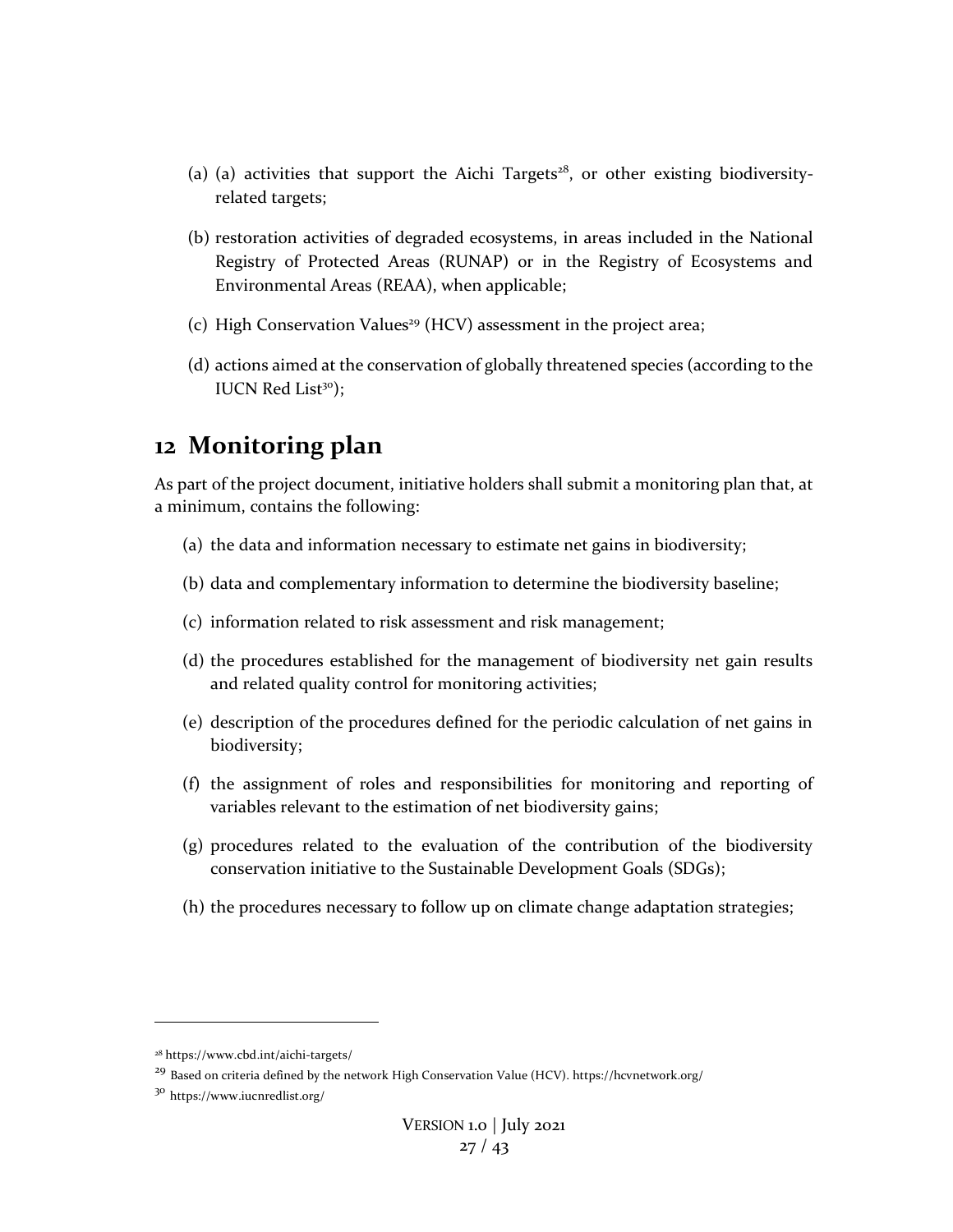(a) (a) activities that support the Aichi Targets[28], or other existing biodiversity-related targets;

(b) restoration activities of degraded ecosystems, in areas included in the National Registry of Protected Areas (RUNAP) or in the Registry of Ecosystems and Environmental Areas (REAA), when applicable;

(c) High Conservation Values[29] (HCV) assessment in the project area;

(d) actions aimed at the conservation of globally threatened species (according to the IUCN Red List[30]);

# 12 Monitoring plan

As part of the project document, initiative holders shall submit a monitoring plan that, at a minimum, contains the following:

(a) the data and information necessary to estimate net gains in biodiversity;

(b) data and complementary information to determine the biodiversity baseline;

(c) information related to risk assessment and risk management;

(d) the procedures established for the management of biodiversity net gain results and related quality control for monitoring activities;

(e) description of the procedures defined for the periodic calculation of net gains in biodiversity;

(f) the assignment of roles and responsibilities for monitoring and reporting of variables relevant to the estimation of net biodiversity gains;

(g) procedures related to the evaluation of the contribution of the biodiversity conservation initiative to the Sustainable Development Goals (SDGs);

(h) the procedures necessary to follow up on climate change adaptation strategies;

---

[28] https://www.cbd.int/aichi-targets/

[29] Based on criteria defined by the network High Conservation Value (HCV). https://hcvnetwork.org/

[30] https://www.iucnredlist.org/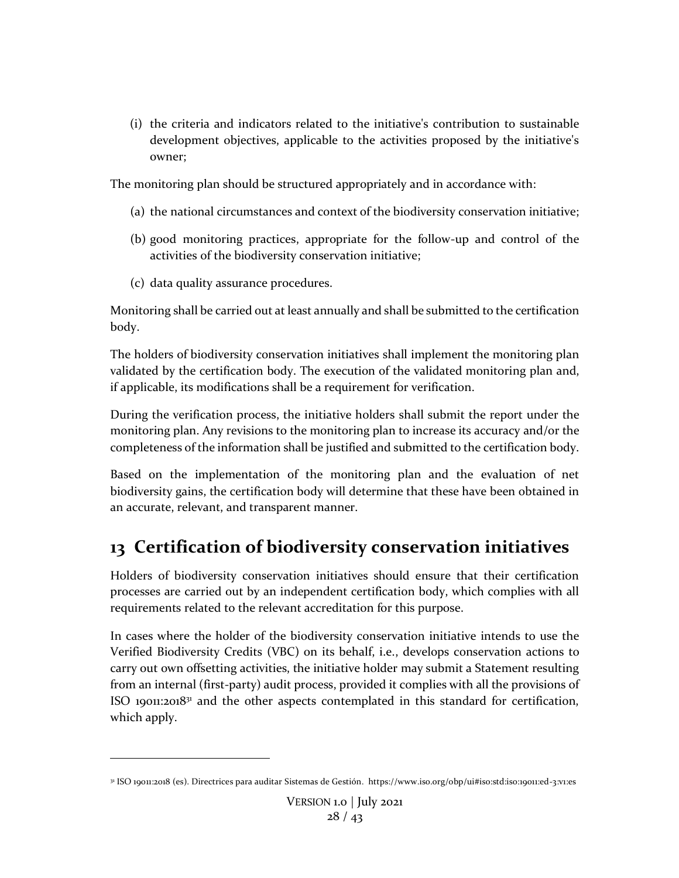(i) the criteria and indicators related to the initiative's contribution to sustainable development objectives, applicable to the activities proposed by the initiative's owner;

The monitoring plan should be structured appropriately and in accordance with:

(a) the national circumstances and context of the biodiversity conservation initiative;

(b) good monitoring practices, appropriate for the follow-up and control of the activities of the biodiversity conservation initiative;

(c) data quality assurance procedures.

Monitoring shall be carried out at least annually and shall be submitted to the certification body.

The holders of biodiversity conservation initiatives shall implement the monitoring plan validated by the certification body. The execution of the validated monitoring plan and, if applicable, its modifications shall be a requirement for verification.

During the verification process, the initiative holders shall submit the report under the monitoring plan. Any revisions to the monitoring plan to increase its accuracy and/or the completeness of the information shall be justified and submitted to the certification body.

Based on the implementation of the monitoring plan and the evaluation of net biodiversity gains, the certification body will determine that these have been obtained in an accurate, relevant, and transparent manner.

# 13 Certification of biodiversity conservation initiatives

Holders of biodiversity conservation initiatives should ensure that their certification processes are carried out by an independent certification body, which complies with all requirements related to the relevant accreditation for this purpose.

In cases where the holder of the biodiversity conservation initiative intends to use the Verified Biodiversity Credits (VBC) on its behalf, i.e., develops conservation actions to carry out own offsetting activities, the initiative holder may submit a Statement resulting from an internal (first-party) audit process, provided it complies with all the provisions of ISO 19011:2018[31] and the other aspects contemplated in this standard for certification, which apply.

[31] ISO 19011:2018 (es). Directrices para auditar Sistemas de Gestión. https://www.iso.org/obp/ui#iso:std:iso:19011:ed-3:v1:es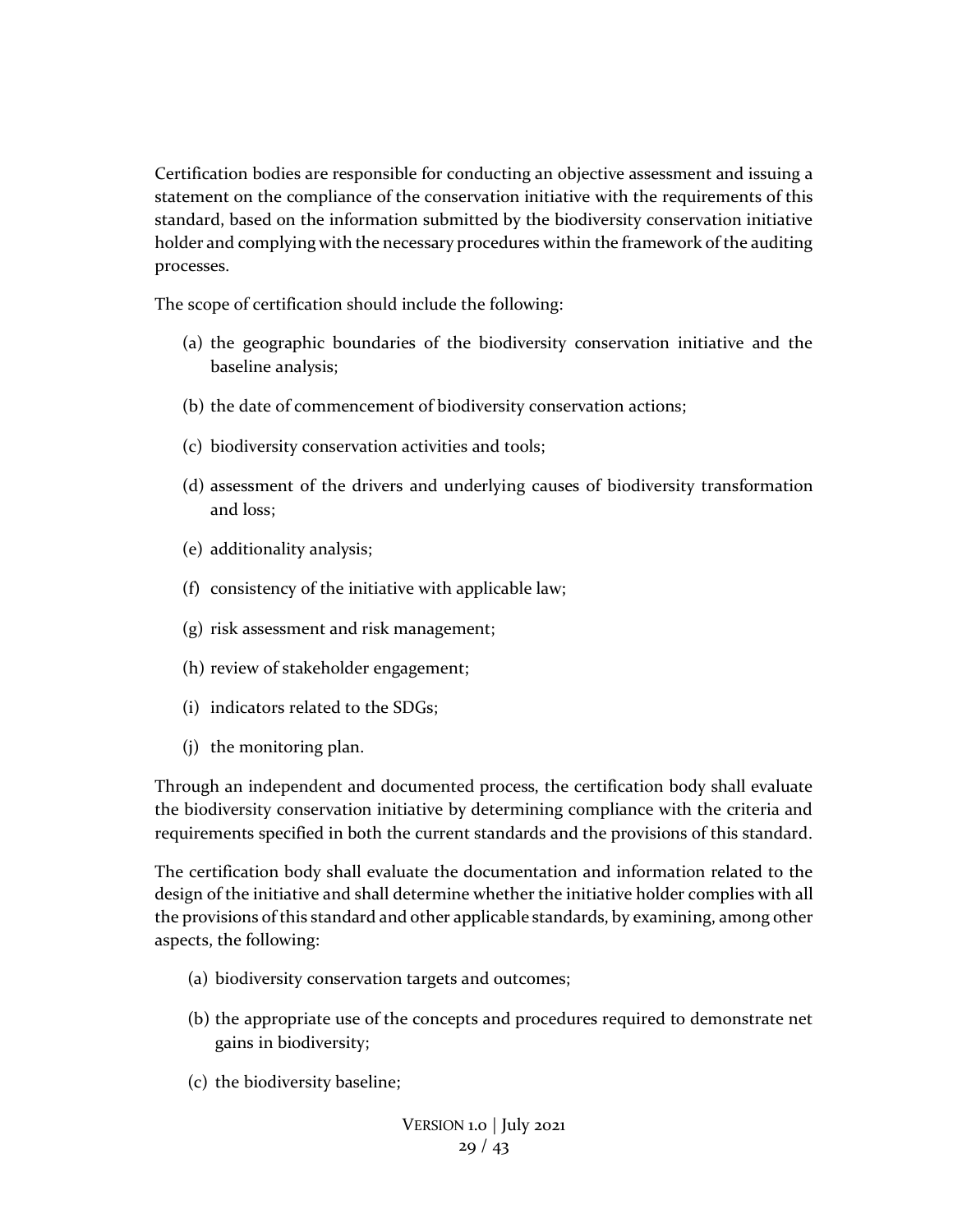Certification bodies are responsible for conducting an objective assessment and issuing a statement on the compliance of the conservation initiative with the requirements of this standard, based on the information submitted by the biodiversity conservation initiative holder and complying with the necessary procedures within the framework of the auditing processes.

The scope of certification should include the following:

(a) the geographic boundaries of the biodiversity conservation initiative and the baseline analysis;

(b) the date of commencement of biodiversity conservation actions;

(c) biodiversity conservation activities and tools;

(d) assessment of the drivers and underlying causes of biodiversity transformation and loss;

(e) additionality analysis;

(f) consistency of the initiative with applicable law;

(g) risk assessment and risk management;

(h) review of stakeholder engagement;

(i) indicators related to the SDGs;

(j) the monitoring plan.

Through an independent and documented process, the certification body shall evaluate the biodiversity conservation initiative by determining compliance with the criteria and requirements specified in both the current standards and the provisions of this standard.

The certification body shall evaluate the documentation and information related to the design of the initiative and shall determine whether the initiative holder complies with all the provisions of this standard and other applicable standards, by examining, among other aspects, the following:

(a) biodiversity conservation targets and outcomes;

(b) the appropriate use of the concepts and procedures required to demonstrate net gains in biodiversity;

(c) the biodiversity baseline;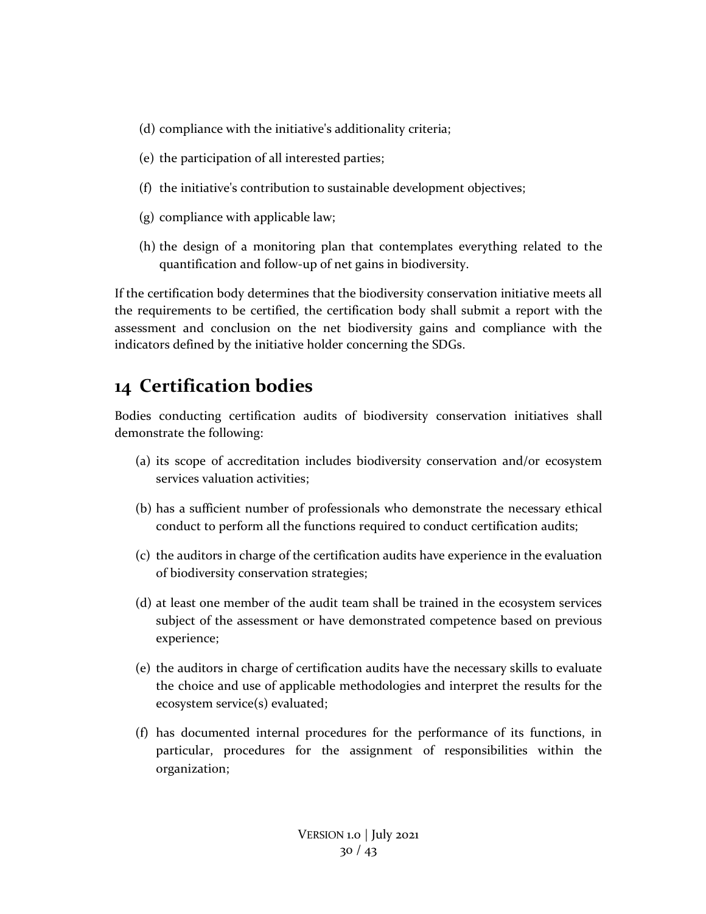(d) compliance with the initiative's additionality criteria;

(e) the participation of all interested parties;

(f) the initiative's contribution to sustainable development objectives;

(g) compliance with applicable law;

(h) the design of a monitoring plan that contemplates everything related to the quantification and follow-up of net gains in biodiversity.

If the certification body determines that the biodiversity conservation initiative meets all the requirements to be certified, the certification body shall submit a report with the assessment and conclusion on the net biodiversity gains and compliance with the indicators defined by the initiative holder concerning the SDGs.

# 14 Certification bodies

Bodies conducting certification audits of biodiversity conservation initiatives shall demonstrate the following:

(a) its scope of accreditation includes biodiversity conservation and/or ecosystem services valuation activities;

(b) has a sufficient number of professionals who demonstrate the necessary ethical conduct to perform all the functions required to conduct certification audits;

(c) the auditors in charge of the certification audits have experience in the evaluation of biodiversity conservation strategies;

(d) at least one member of the audit team shall be trained in the ecosystem services subject of the assessment or have demonstrated competence based on previous experience;

(e) the auditors in charge of certification audits have the necessary skills to evaluate the choice and use of applicable methodologies and interpret the results for the ecosystem service(s) evaluated;

(f) has documented internal procedures for the performance of its functions, in particular, procedures for the assignment of responsibilities within the organization;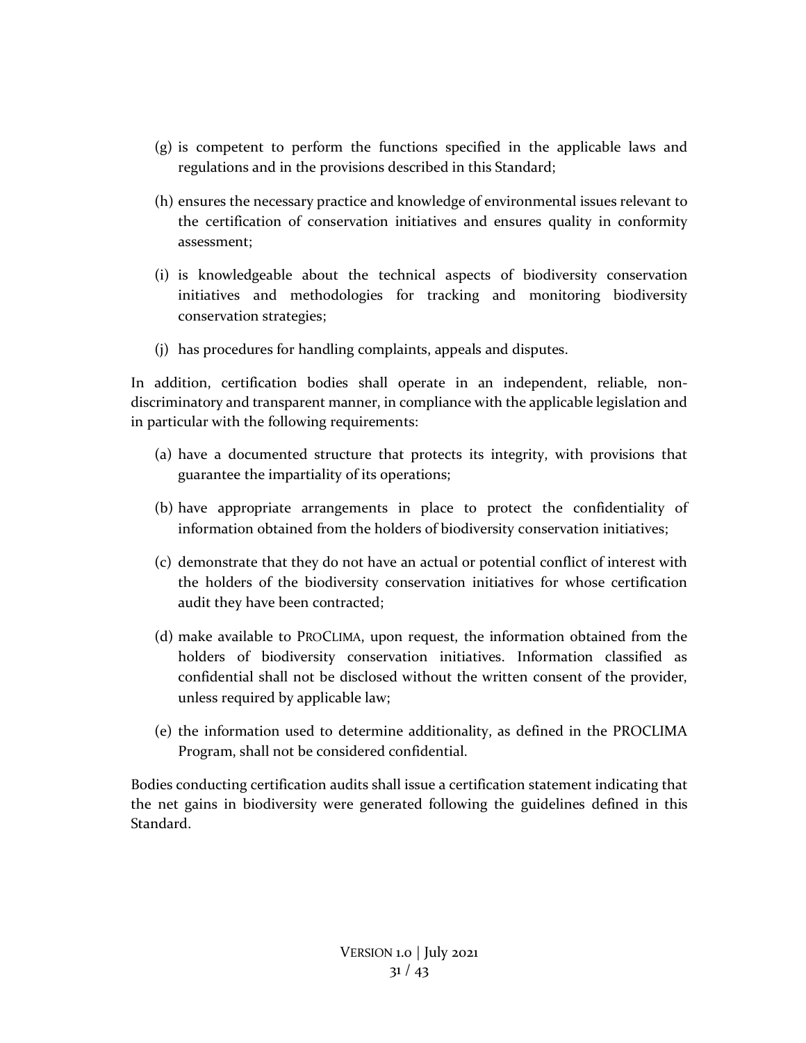(g) is competent to perform the functions specified in the applicable laws and regulations and in the provisions described in this Standard;

(h) ensures the necessary practice and knowledge of environmental issues relevant to the certification of conservation initiatives and ensures quality in conformity assessment;

(i) is knowledgeable about the technical aspects of biodiversity conservation initiatives and methodologies for tracking and monitoring biodiversity conservation strategies;

(j) has procedures for handling complaints, appeals and disputes.

In addition, certification bodies shall operate in an independent, reliable, non-discriminatory and transparent manner, in compliance with the applicable legislation and in particular with the following requirements:

(a) have a documented structure that protects its integrity, with provisions that guarantee the impartiality of its operations;

(b) have appropriate arrangements in place to protect the confidentiality of information obtained from the holders of biodiversity conservation initiatives;

(c) demonstrate that they do not have an actual or potential conflict of interest with the holders of the biodiversity conservation initiatives for whose certification audit they have been contracted;

(d) make available to PROCLIMA, upon request, the information obtained from the holders of biodiversity conservation initiatives. Information classified as confidential shall not be disclosed without the written consent of the provider, unless required by applicable law;

(e) the information used to determine additionality, as defined in the PROCLIMA Program, shall not be considered confidential.

Bodies conducting certification audits shall issue a certification statement indicating that the net gains in biodiversity were generated following the guidelines defined in this Standard.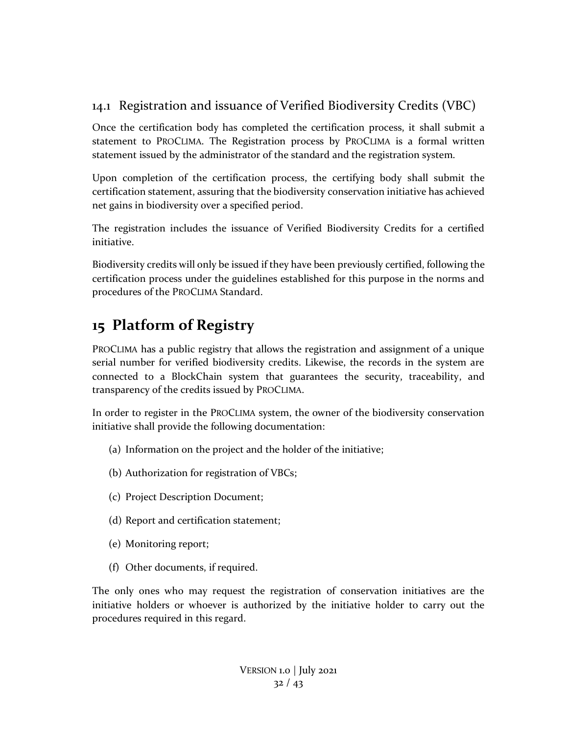### 14.1 Registration and issuance of Verified Biodiversity Credits (VBC)

Once the certification body has completed the certification process, it shall submit a statement to PROCLIMA. The Registration process by PROCLIMA is a formal written statement issued by the administrator of the standard and the registration system.

Upon completion of the certification process, the certifying body shall submit the certification statement, assuring that the biodiversity conservation initiative has achieved net gains in biodiversity over a specified period.

The registration includes the issuance of Verified Biodiversity Credits for a certified initiative.

Biodiversity credits will only be issued if they have been previously certified, following the certification process under the guidelines established for this purpose in the norms and procedures of the PROCLIMA Standard.

# 15 Platform of Registry

PROCLIMA has a public registry that allows the registration and assignment of a unique serial number for verified biodiversity credits. Likewise, the records in the system are connected to a BlockChain system that guarantees the security, traceability, and transparency of the credits issued by PROCLIMA.

In order to register in the PROCLIMA system, the owner of the biodiversity conservation initiative shall provide the following documentation:

(a) Information on the project and the holder of the initiative;

(b) Authorization for registration of VBCs;

(c) Project Description Document;

(d) Report and certification statement;

(e) Monitoring report;

(f) Other documents, if required.

The only ones who may request the registration of conservation initiatives are the initiative holders or whoever is authorized by the initiative holder to carry out the procedures required in this regard.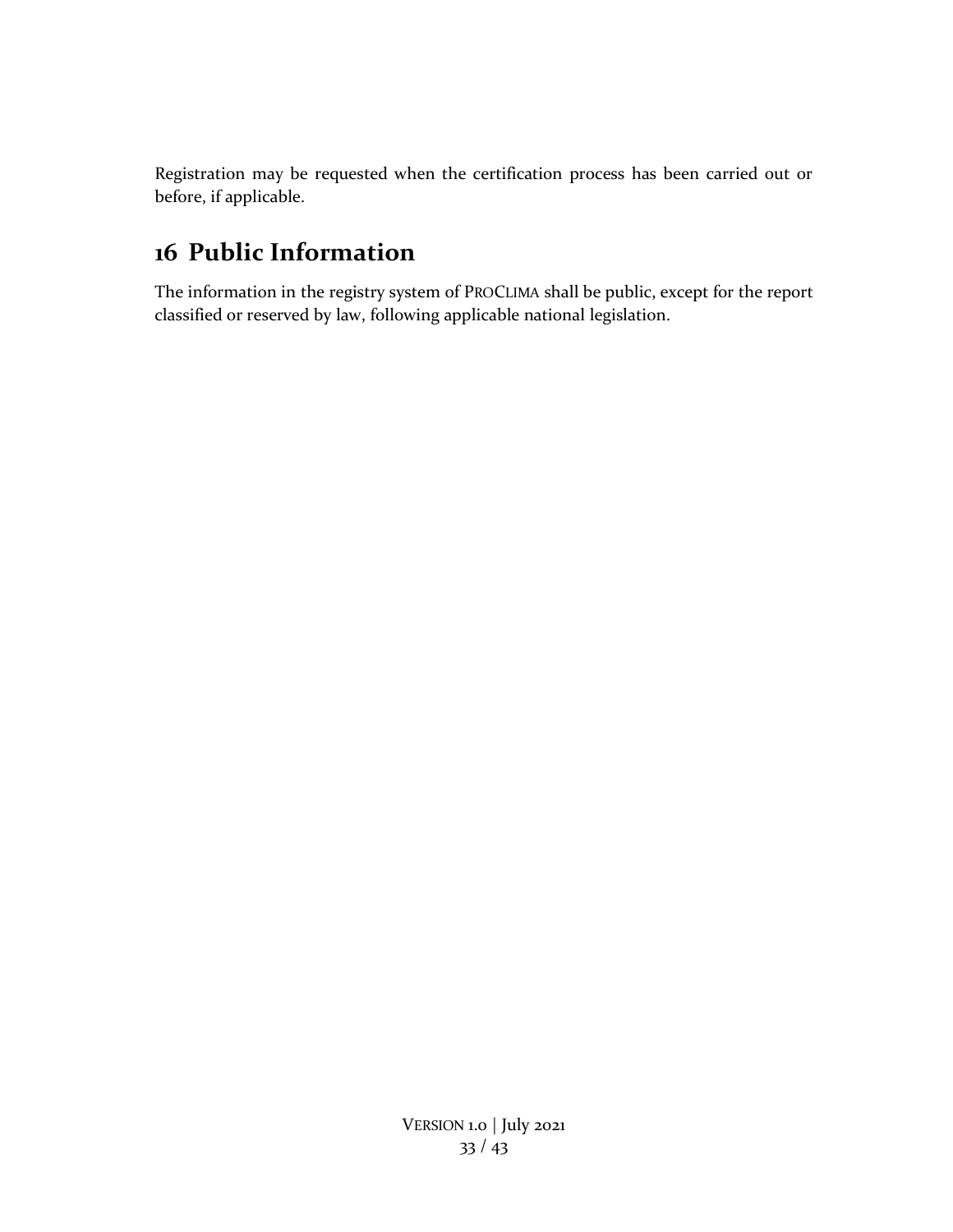Registration may be requested when the certification process has been carried out or before, if applicable.

# 16 Public Information

The information in the registry system of PROCLIMA shall be public, except for the report classified or reserved by law, following applicable national legislation.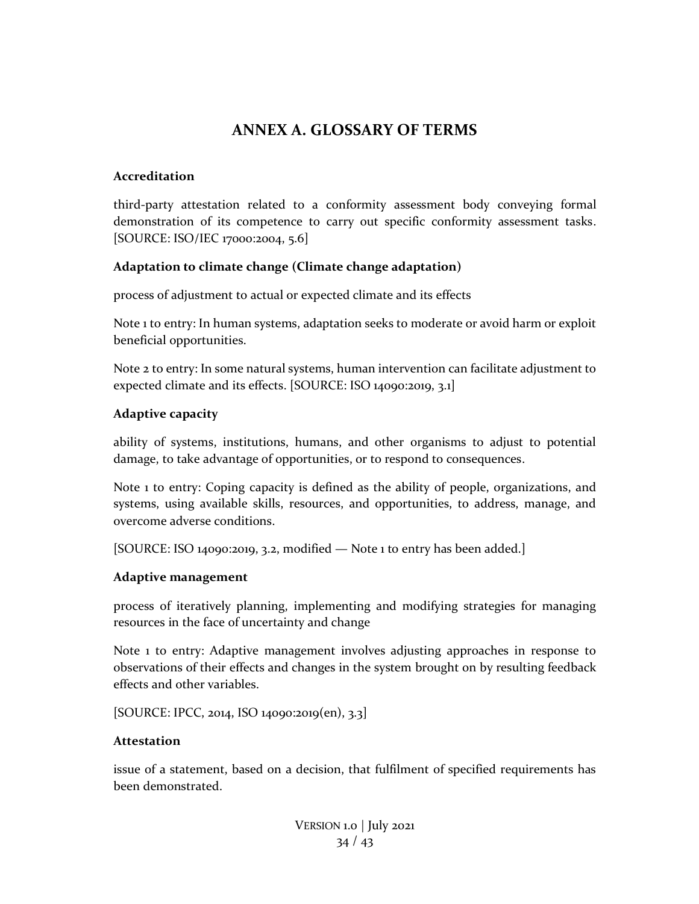# ANNEX A. GLOSSARY OF TERMS

**Accreditation**

third-party attestation related to a conformity assessment body conveying formal demonstration of its competence to carry out specific conformity assessment tasks. [SOURCE: ISO/IEC 17000:2004, 5.6]

**Adaptation to climate change (Climate change adaptation)**

process of adjustment to actual or expected climate and its effects

Note 1 to entry: In human systems, adaptation seeks to moderate or avoid harm or exploit beneficial opportunities.

Note 2 to entry: In some natural systems, human intervention can facilitate adjustment to expected climate and its effects. [SOURCE: ISO 14090:2019, 3.1]

**Adaptive capacity**

ability of systems, institutions, humans, and other organisms to adjust to potential damage, to take advantage of opportunities, or to respond to consequences.

Note 1 to entry: Coping capacity is defined as the ability of people, organizations, and systems, using available skills, resources, and opportunities, to address, manage, and overcome adverse conditions.

[SOURCE: ISO 14090:2019, 3.2, modified — Note 1 to entry has been added.]

**Adaptive management**

process of iteratively planning, implementing and modifying strategies for managing resources in the face of uncertainty and change

Note 1 to entry: Adaptive management involves adjusting approaches in response to observations of their effects and changes in the system brought on by resulting feedback effects and other variables.

[SOURCE: IPCC, 2014, ISO 14090:2019(en), 3.3]

**Attestation**

issue of a statement, based on a decision, that fulfilment of specified requirements has been demonstrated.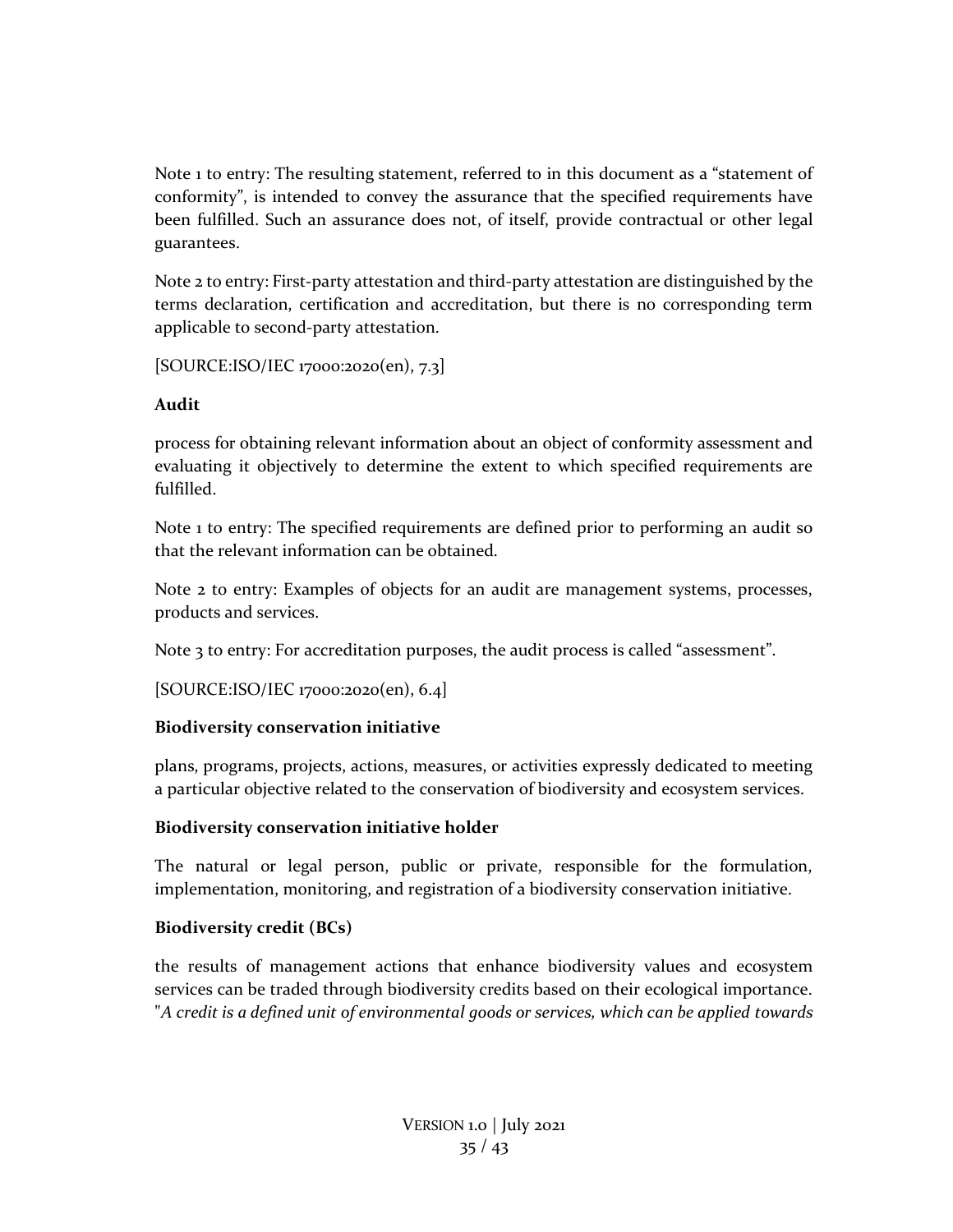Note 1 to entry: The resulting statement, referred to in this document as a "statement of conformity", is intended to convey the assurance that the specified requirements have been fulfilled. Such an assurance does not, of itself, provide contractual or other legal guarantees.

Note 2 to entry: First-party attestation and third-party attestation are distinguished by the terms declaration, certification and accreditation, but there is no corresponding term applicable to second-party attestation.

[SOURCE:ISO/IEC 17000:2020(en), 7.3]

**Audit**

process for obtaining relevant information about an object of conformity assessment and evaluating it objectively to determine the extent to which specified requirements are fulfilled.

Note 1 to entry: The specified requirements are defined prior to performing an audit so that the relevant information can be obtained.

Note 2 to entry: Examples of objects for an audit are management systems, processes, products and services.

Note 3 to entry: For accreditation purposes, the audit process is called "assessment".

[SOURCE:ISO/IEC 17000:2020(en), 6.4]

**Biodiversity conservation initiative**

plans, programs, projects, actions, measures, or activities expressly dedicated to meeting a particular objective related to the conservation of biodiversity and ecosystem services.

**Biodiversity conservation initiative holder**

The natural or legal person, public or private, responsible for the formulation, implementation, monitoring, and registration of a biodiversity conservation initiative.

**Biodiversity credit (BCs)**

the results of management actions that enhance biodiversity values and ecosystem services can be traded through biodiversity credits based on their ecological importance. "*A credit is a defined unit of environmental goods or services, which can be applied towards*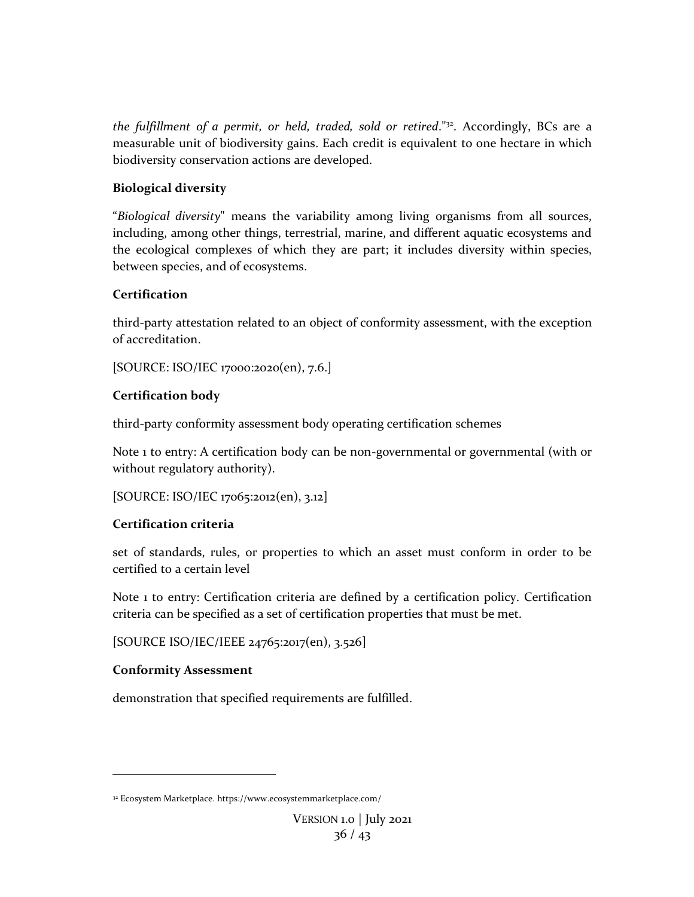*the fulfillment of a permit, or held, traded, sold or retired*."[32]. Accordingly, BCs are a measurable unit of biodiversity gains. Each credit is equivalent to one hectare in which biodiversity conservation actions are developed.

**Biological diversity**

"*Biological diversity*" means the variability among living organisms from all sources, including, among other things, terrestrial, marine, and different aquatic ecosystems and the ecological complexes of which they are part; it includes diversity within species, between species, and of ecosystems.

**Certification**

third-party attestation related to an object of conformity assessment, with the exception of accreditation.

[SOURCE: ISO/IEC 17000:2020(en), 7.6.]

**Certification body**

third-party conformity assessment body operating certification schemes

Note 1 to entry: A certification body can be non-governmental or governmental (with or without regulatory authority).

[SOURCE: ISO/IEC 17065:2012(en), 3.12]

**Certification criteria**

set of standards, rules, or properties to which an asset must conform in order to be certified to a certain level

Note 1 to entry: Certification criteria are defined by a certification policy. Certification criteria can be specified as a set of certification properties that must be met.

[SOURCE ISO/IEC/IEEE 24765:2017(en), 3.526]

**Conformity Assessment**

demonstration that specified requirements are fulfilled.

---

[32] Ecosystem Marketplace. https://www.ecosystemmarketplace.com/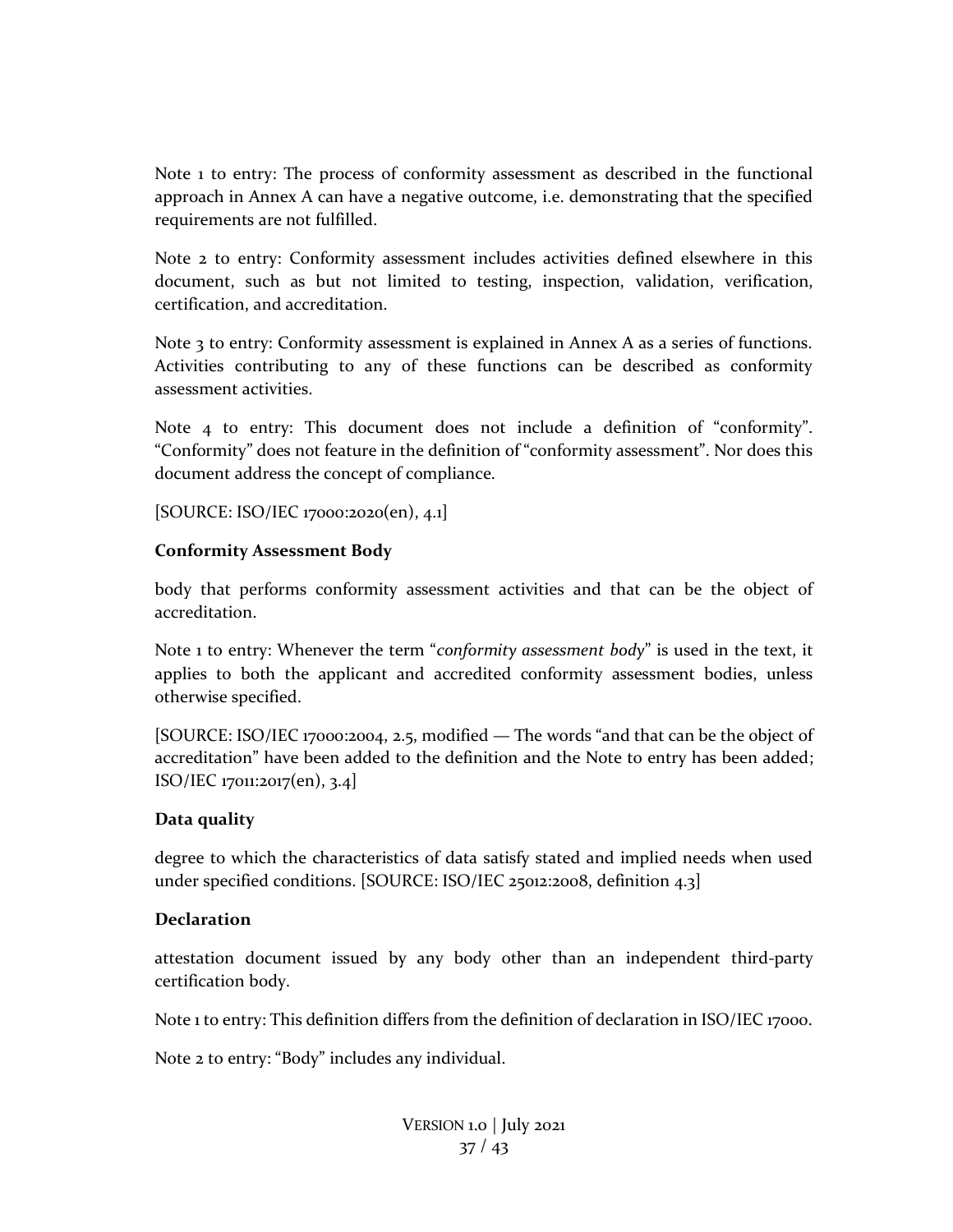Note 1 to entry: The process of conformity assessment as described in the functional approach in Annex A can have a negative outcome, i.e. demonstrating that the specified requirements are not fulfilled.

Note 2 to entry: Conformity assessment includes activities defined elsewhere in this document, such as but not limited to testing, inspection, validation, verification, certification, and accreditation.

Note 3 to entry: Conformity assessment is explained in Annex A as a series of functions. Activities contributing to any of these functions can be described as conformity assessment activities.

Note 4 to entry: This document does not include a definition of "conformity". "Conformity" does not feature in the definition of "conformity assessment". Nor does this document address the concept of compliance.

[SOURCE: ISO/IEC 17000:2020(en), 4.1]

**Conformity Assessment Body**

body that performs conformity assessment activities and that can be the object of accreditation.

Note 1 to entry: Whenever the term "*conformity assessment body*" is used in the text, it applies to both the applicant and accredited conformity assessment bodies, unless otherwise specified.

[SOURCE: ISO/IEC 17000:2004, 2.5, modified — The words "and that can be the object of accreditation" have been added to the definition and the Note to entry has been added; ISO/IEC 17011:2017(en), 3.4]

**Data quality**

degree to which the characteristics of data satisfy stated and implied needs when used under specified conditions. [SOURCE: ISO/IEC 25012:2008, definition 4.3]

**Declaration**

attestation document issued by any body other than an independent third-party certification body.

Note 1 to entry: This definition differs from the definition of declaration in ISO/IEC 17000.

Note 2 to entry: "Body" includes any individual.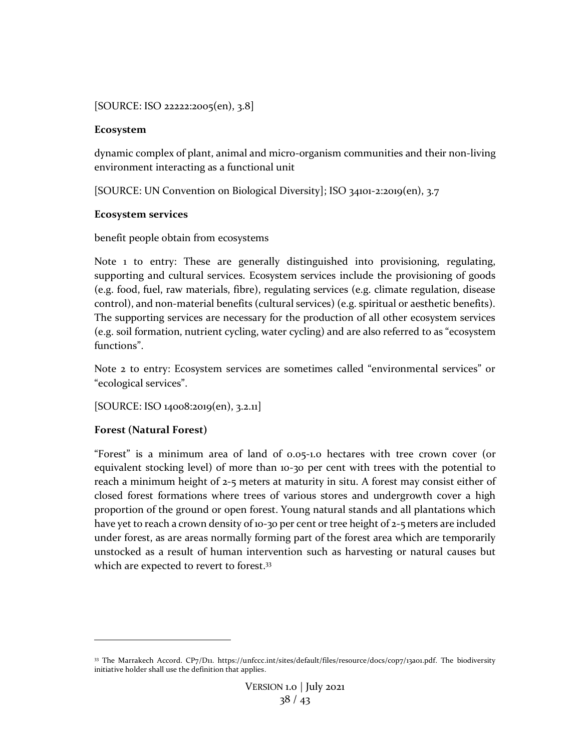[SOURCE: ISO 22222:2005(en), 3.8]

**Ecosystem**

dynamic complex of plant, animal and micro-organism communities and their non-living environment interacting as a functional unit

[SOURCE: UN Convention on Biological Diversity]; ISO 34101-2:2019(en), 3.7

**Ecosystem services**

benefit people obtain from ecosystems

Note 1 to entry: These are generally distinguished into provisioning, regulating, supporting and cultural services. Ecosystem services include the provisioning of goods (e.g. food, fuel, raw materials, fibre), regulating services (e.g. climate regulation, disease control), and non-material benefits (cultural services) (e.g. spiritual or aesthetic benefits). The supporting services are necessary for the production of all other ecosystem services (e.g. soil formation, nutrient cycling, water cycling) and are also referred to as "ecosystem functions".

Note 2 to entry: Ecosystem services are sometimes called "environmental services" or "ecological services".

[SOURCE: ISO 14008:2019(en), 3.2.11]

**Forest (Natural Forest)**

"Forest" is a minimum area of land of 0.05-1.0 hectares with tree crown cover (or equivalent stocking level) of more than 10-30 per cent with trees with the potential to reach a minimum height of 2-5 meters at maturity in situ. A forest may consist either of closed forest formations where trees of various stores and undergrowth cover a high proportion of the ground or open forest. Young natural stands and all plantations which have yet to reach a crown density of 10-30 per cent or tree height of 2-5 meters are included under forest, as are areas normally forming part of the forest area which are temporarily unstocked as a result of human intervention such as harvesting or natural causes but which are expected to revert to forest.[33]

---

[33] The Marrakech Accord. CP7/D11. https://unfccc.int/sites/default/files/resource/docs/cop7/13a01.pdf. The biodiversity initiative holder shall use the definition that applies.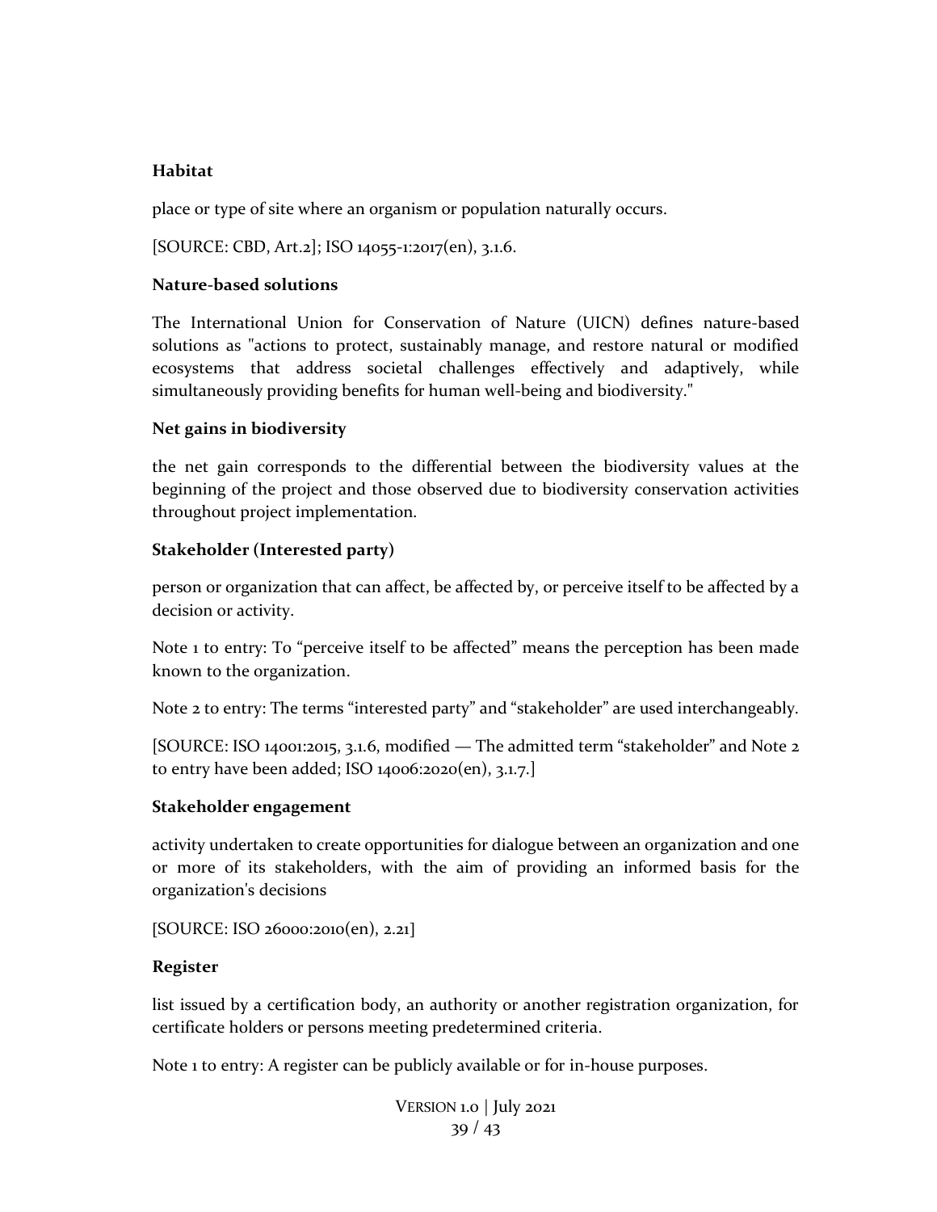**Habitat**

place or type of site where an organism or population naturally occurs.

[SOURCE: CBD, Art.2]; ISO 14055-1:2017(en), 3.1.6.

**Nature-based solutions**

The International Union for Conservation of Nature (UICN) defines nature-based solutions as "actions to protect, sustainably manage, and restore natural or modified ecosystems that address societal challenges effectively and adaptively, while simultaneously providing benefits for human well-being and biodiversity."

**Net gains in biodiversity**

the net gain corresponds to the differential between the biodiversity values at the beginning of the project and those observed due to biodiversity conservation activities throughout project implementation.

**Stakeholder (Interested party)**

person or organization that can affect, be affected by, or perceive itself to be affected by a decision or activity.

Note 1 to entry: To "perceive itself to be affected" means the perception has been made known to the organization.

Note 2 to entry: The terms "interested party" and "stakeholder" are used interchangeably.

[SOURCE: ISO 14001:2015, 3.1.6, modified — The admitted term "stakeholder" and Note 2 to entry have been added; ISO 14006:2020(en), 3.1.7.]

**Stakeholder engagement**

activity undertaken to create opportunities for dialogue between an organization and one or more of its stakeholders, with the aim of providing an informed basis for the organization's decisions

[SOURCE: ISO 26000:2010(en), 2.21]

**Register**

list issued by a certification body, an authority or another registration organization, for certificate holders or persons meeting predetermined criteria.

Note 1 to entry: A register can be publicly available or for in-house purposes.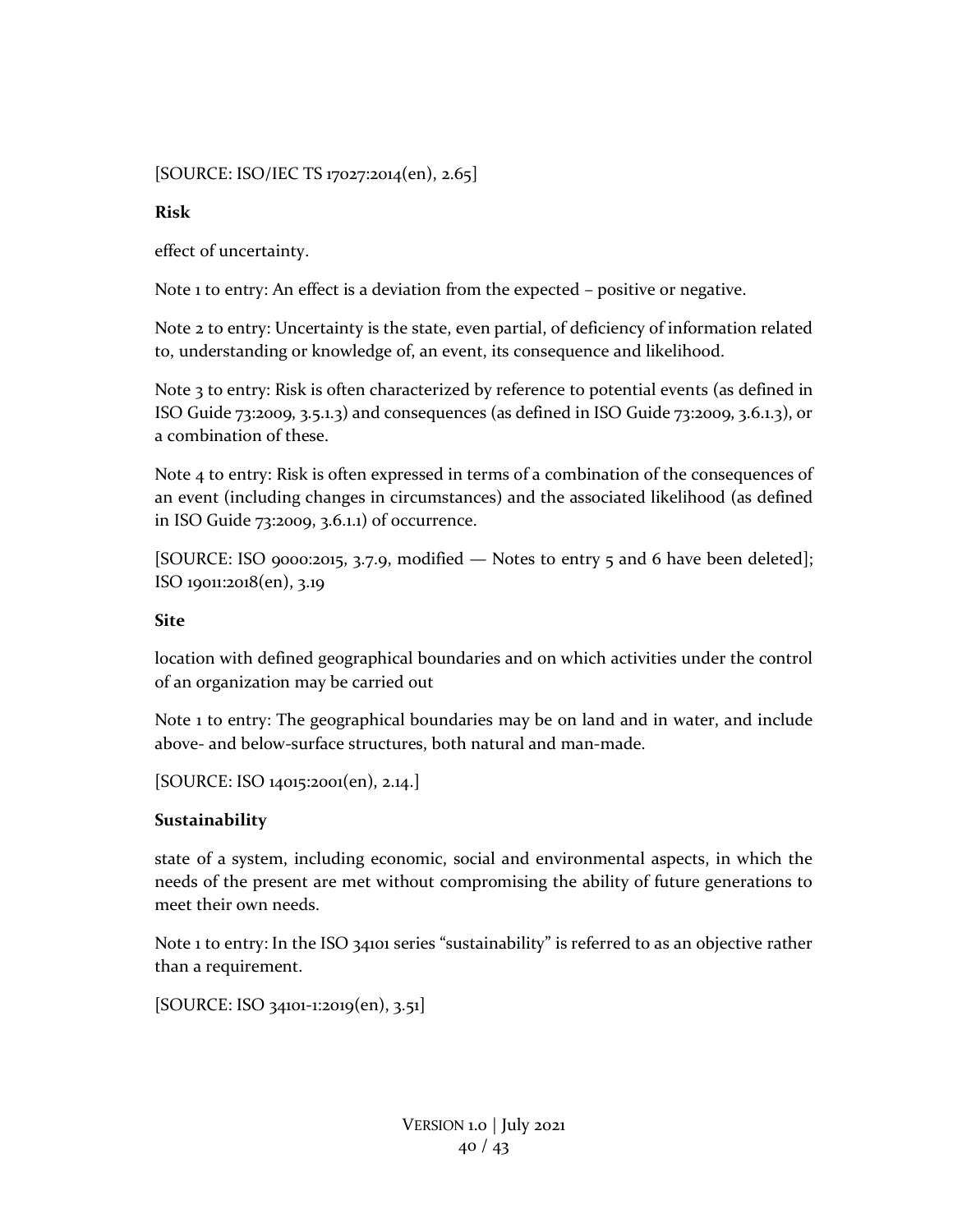[SOURCE: ISO/IEC TS 17027:2014(en), 2.65]

**Risk**

effect of uncertainty.

Note 1 to entry: An effect is a deviation from the expected – positive or negative.

Note 2 to entry: Uncertainty is the state, even partial, of deficiency of information related to, understanding or knowledge of, an event, its consequence and likelihood.

Note 3 to entry: Risk is often characterized by reference to potential events (as defined in ISO Guide 73:2009, 3.5.1.3) and consequences (as defined in ISO Guide 73:2009, 3.6.1.3), or a combination of these.

Note 4 to entry: Risk is often expressed in terms of a combination of the consequences of an event (including changes in circumstances) and the associated likelihood (as defined in ISO Guide 73:2009, 3.6.1.1) of occurrence.

[SOURCE: ISO 9000:2015, 3.7.9, modified — Notes to entry 5 and 6 have been deleted]; ISO 19011:2018(en), 3.19

**Site**

location with defined geographical boundaries and on which activities under the control of an organization may be carried out

Note 1 to entry: The geographical boundaries may be on land and in water, and include above- and below-surface structures, both natural and man-made.

[SOURCE: ISO 14015:2001(en), 2.14.]

**Sustainability**

state of a system, including economic, social and environmental aspects, in which the needs of the present are met without compromising the ability of future generations to meet their own needs.

Note 1 to entry: In the ISO 34101 series "sustainability" is referred to as an objective rather than a requirement.

[SOURCE: ISO 34101-1:2019(en), 3.51]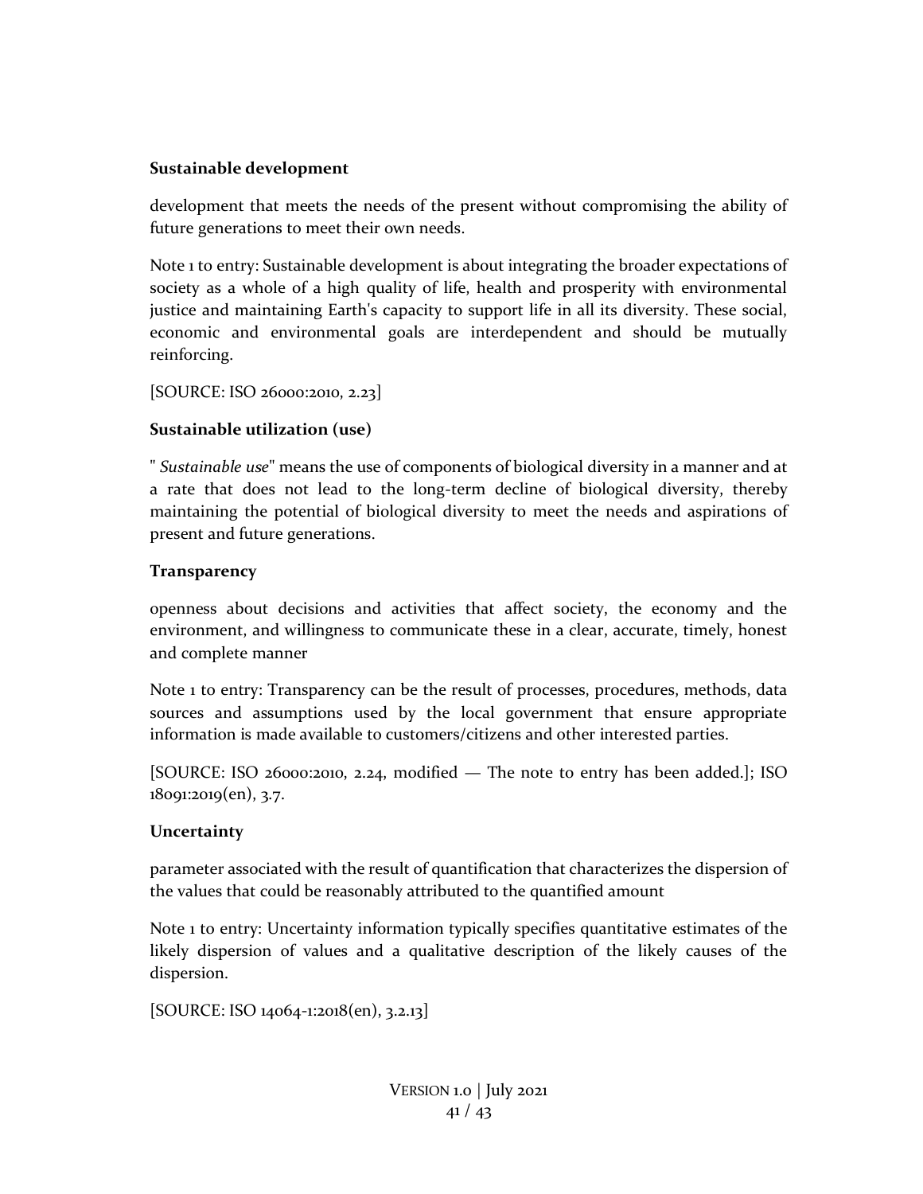**Sustainable development**

development that meets the needs of the present without compromising the ability of future generations to meet their own needs.

Note 1 to entry: Sustainable development is about integrating the broader expectations of society as a whole of a high quality of life, health and prosperity with environmental justice and maintaining Earth's capacity to support life in all its diversity. These social, economic and environmental goals are interdependent and should be mutually reinforcing.

[SOURCE: ISO 26000:2010, 2.23]

**Sustainable utilization (use)**

" *Sustainable use*" means the use of components of biological diversity in a manner and at a rate that does not lead to the long-term decline of biological diversity, thereby maintaining the potential of biological diversity to meet the needs and aspirations of present and future generations.

**Transparency**

openness about decisions and activities that affect society, the economy and the environment, and willingness to communicate these in a clear, accurate, timely, honest and complete manner

Note 1 to entry: Transparency can be the result of processes, procedures, methods, data sources and assumptions used by the local government that ensure appropriate information is made available to customers/citizens and other interested parties.

[SOURCE: ISO 26000:2010, 2.24, modified — The note to entry has been added.]; ISO 18091:2019(en), 3.7.

**Uncertainty**

parameter associated with the result of quantification that characterizes the dispersion of the values that could be reasonably attributed to the quantified amount

Note 1 to entry: Uncertainty information typically specifies quantitative estimates of the likely dispersion of values and a qualitative description of the likely causes of the dispersion.

[SOURCE: ISO 14064-1:2018(en), 3.2.13]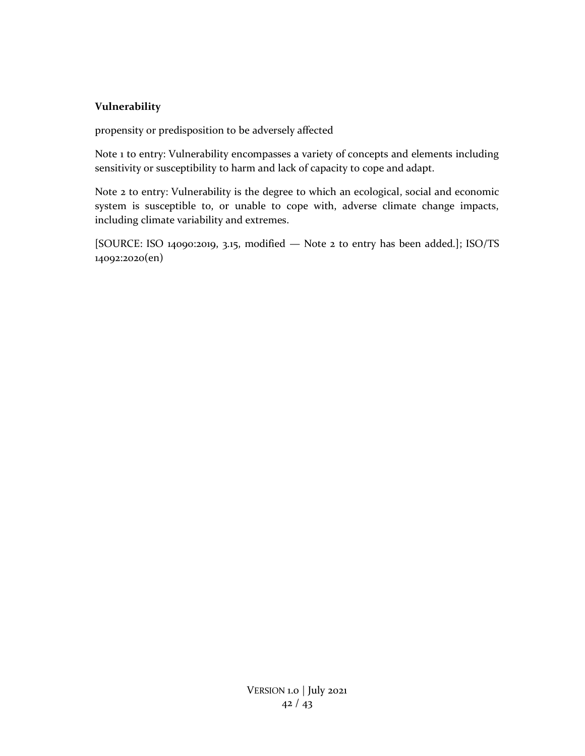### Vulnerability

propensity or predisposition to be adversely affected

Note 1 to entry: Vulnerability encompasses a variety of concepts and elements including sensitivity or susceptibility to harm and lack of capacity to cope and adapt.

Note 2 to entry: Vulnerability is the degree to which an ecological, social and economic system is susceptible to, or unable to cope with, adverse climate change impacts, including climate variability and extremes.

[SOURCE: ISO 14090:2019, 3.15, modified — Note 2 to entry has been added.]; ISO/TS 14092:2020(en)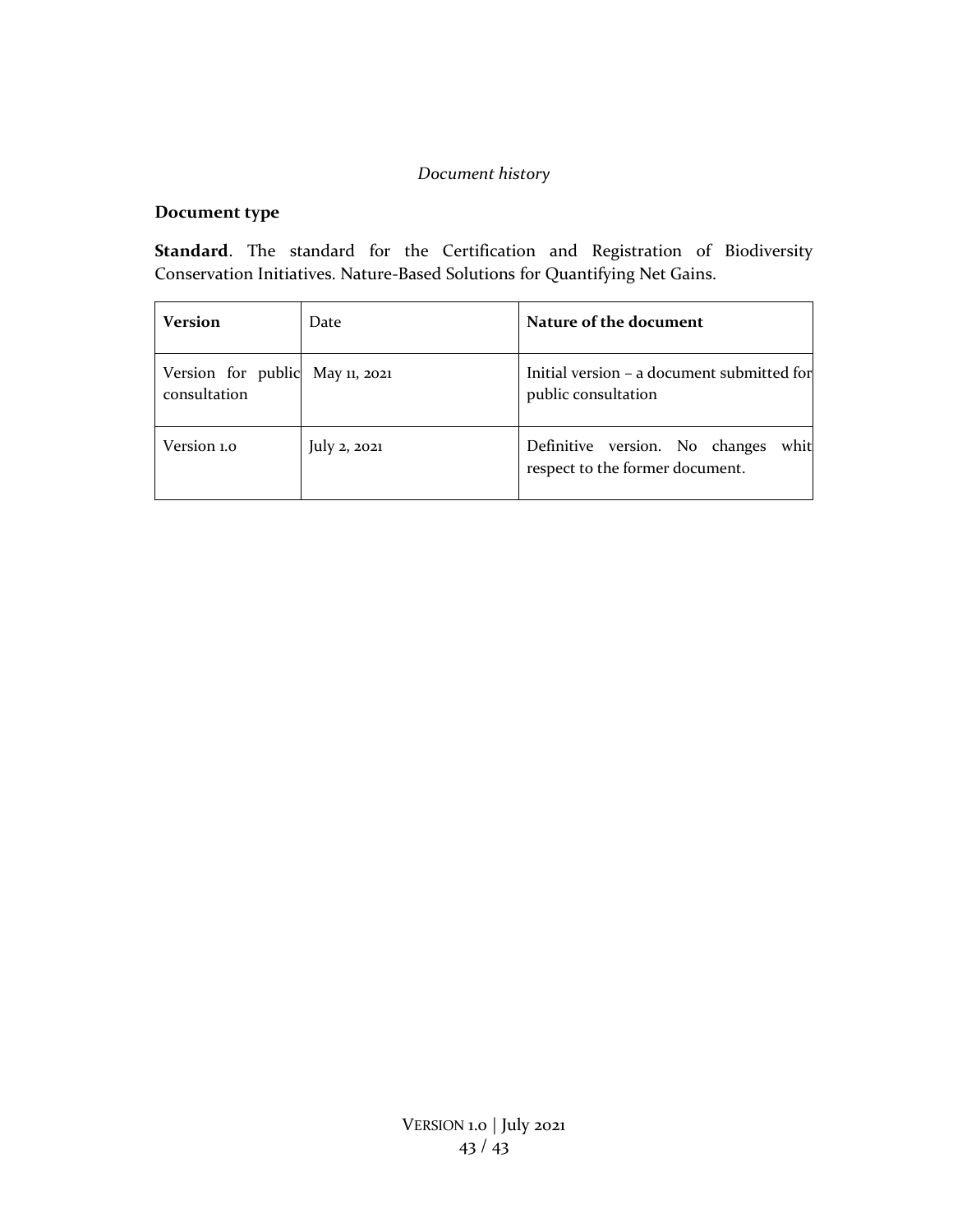*Document history*

**Document type**

**Standard**. The standard for the Certification and Registration of Biodiversity Conservation Initiatives. Nature-Based Solutions for Quantifying Net Gains.

| **Version** | Date | **Nature of the document** |
|---|---|---|
| Version for public consultation | May 11, 2021 | Initial version – a document submitted for public consultation |
| Version 1.0 | July 2, 2021 | Definitive version. No changes whit respect to the former document. |